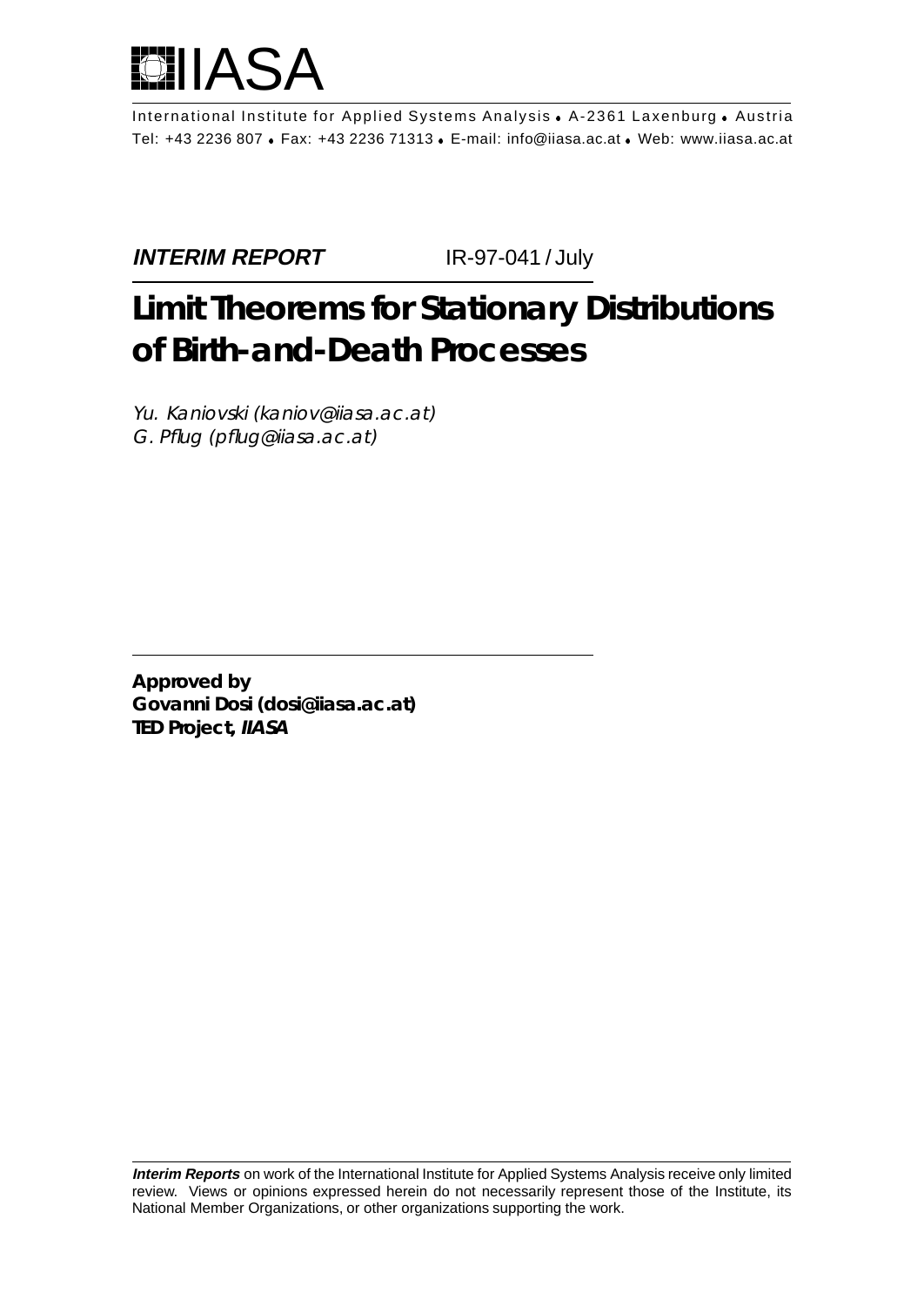IIASA

International Institute for Applied Systems Analysis • A-2361 Laxenburg • Austria
Tel: +43 2236 807 • Fax: +43 2236 71313 • E-mail: info@iiasa.ac.at • Web: www.iiasa.ac.at

***INTERIM REPORT*** IR-97-041 / July

# Limit Theorems for Stationary Distributions of Birth-and-Death Processes

*Yu. Kaniovski (kaniov@iiasa.ac.at)*
*G. Pflug (pflug@iiasa.ac.at)*

**Approved by**
**Govanni Dosi (dosi@iiasa.ac.at)**
**TED Project, *IIASA***

***Interim Reports*** on work of the International Institute for Applied Systems Analysis receive only limited review. Views or opinions expressed herein do not necessarily represent those of the Institute, its National Member Organizations, or other organizations supporting the work.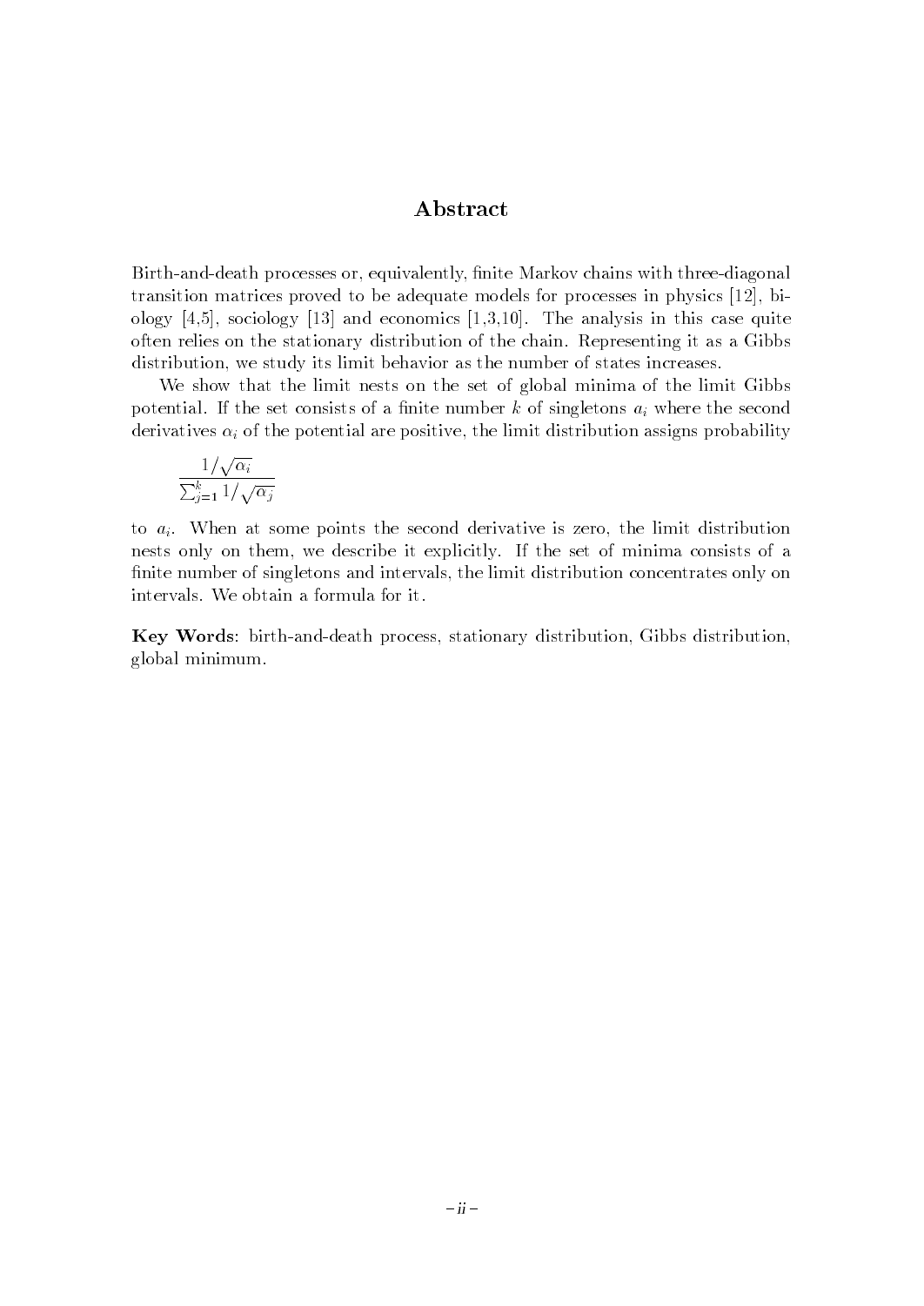## Abstract

Birth-and-death processes or, equivalently, finite Markov chains with three-diagonal transition matrices proved to be adequate models for processes in physics [12], biology [4,5], sociology [13] and economics [1,3,10]. The analysis in this case quite often relies on the stationary distribution of the chain. Representing it as a Gibbs distribution, we study its limit behavior as the number of states increases.

We show that the limit nests on the set of global minima of the limit Gibbs potential. If the set consists of a finite number $k$ of singletons $a_i$ where the second derivatives $\alpha_i$ of the potential are positive, the limit distribution assigns probability

$$\frac{1/\sqrt{\alpha_i}}{\sum_{j=1}^{k} 1/\sqrt{\alpha_j}}$$

to $a_i$. When at some points the second derivative is zero, the limit distribution nests only on them, we describe it explicitly. If the set of minima consists of a finite number of singletons and intervals, the limit distribution concentrates only on intervals. We obtain a formula for it.

**Key Words**: birth-and-death process, stationary distribution, Gibbs distribution, global minimum.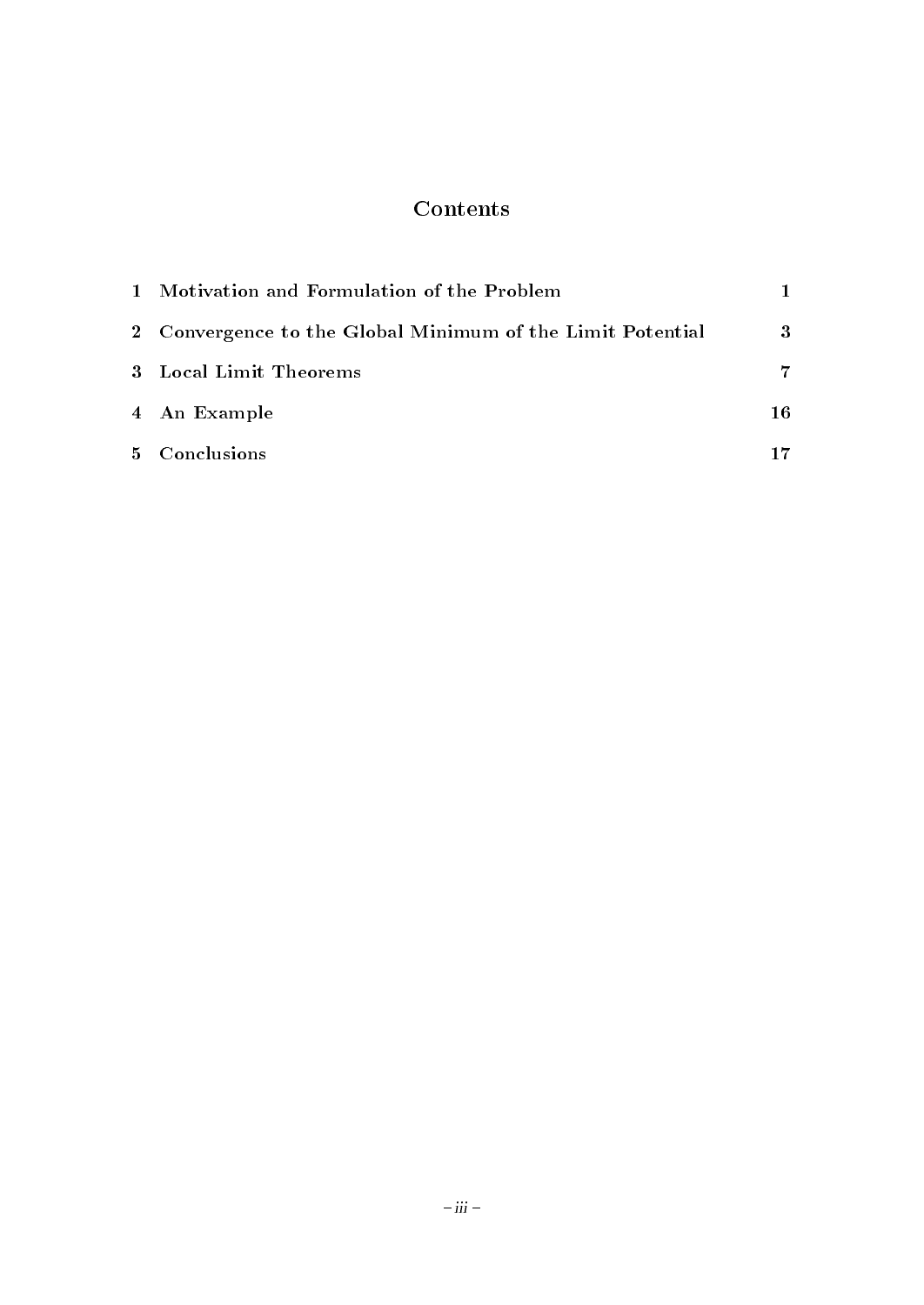# Contents

| | | |
|---|---|---|
| 1 | Motivation and Formulation of the Problem | 1 |
| 2 | Convergence to the Global Minimum of the Limit Potential | 3 |
| 3 | Local Limit Theorems | 7 |
| 4 | An Example | 16 |
| 5 | Conclusions | 17 |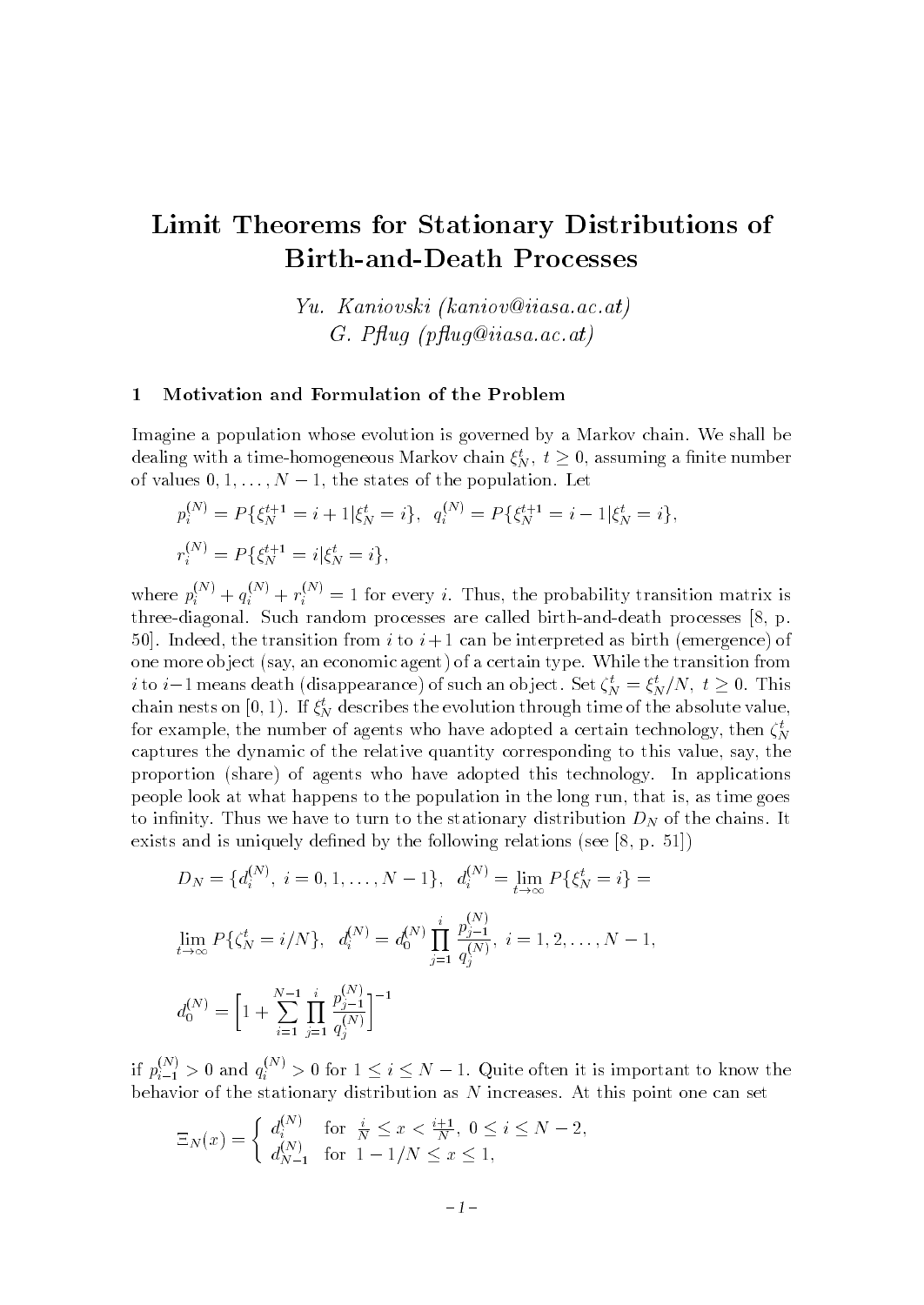# Limit Theorems for Stationary Distributions of Birth-and-Death Processes

*Yu. Kaniovski (kaniov@iiasa.ac.at)*
*G. Pflug (pflug@iiasa.ac.at)*

## 1 Motivation and Formulation of the Problem

Imagine a population whose evolution is governed by a Markov chain. We shall be dealing with a time-homogeneous Markov chain $\xi_N^t$, $t \geq 0$, assuming a finite number of values $0, 1, \ldots, N-1$, the states of the population. Let

$$p_i^{(N)} = P\{\xi_N^{t+1} = i+1 | \xi_N^t = i\}, \quad q_i^{(N)} = P\{\xi_N^{t+1} = i-1 | \xi_N^t = i\},$$

$$r_i^{(N)} = P\{\xi_N^{t+1} = i | \xi_N^t = i\},$$

where $p_i^{(N)} + q_i^{(N)} + r_i^{(N)} = 1$ for every $i$. Thus, the probability transition matrix is three-diagonal. Such random processes are called birth-and-death processes [8, p. 50]. Indeed, the transition from $i$ to $i+1$ can be interpreted as birth (emergence) of one more object (say, an economic agent) of a certain type. While the transition from $i$ to $i-1$ means death (disappearance) of such an object. Set $\zeta_N^t = \xi_N^t / N$, $t \geq 0$. This chain nests on $[0, 1)$. If $\xi_N^t$ describes the evolution through time of the absolute value, for example, the number of agents who have adopted a certain technology, then $\zeta_N^t$ captures the dynamic of the relative quantity corresponding to this value, say, the proportion (share) of agents who have adopted this technology. In applications people look at what happens to the population in the long run, that is, as time goes to infinity. Thus we have to turn to the stationary distribution $D_N$ of the chains. It exists and is uniquely defined by the following relations (see [8, p. 51])

$$D_N = \{d_i^{(N)},\ i = 0, 1, \ldots, N-1\}, \quad d_i^{(N)} = \lim_{t \to \infty} P\{\xi_N^t = i\} =$$

$$\lim_{t \to \infty} P\{\zeta_N^t = i/N\}, \quad d_i^{(N)} = d_0^{(N)} \prod_{j=1}^{i} \frac{p_{j-1}^{(N)}}{q_j^{(N)}}, \ i = 1, 2, \ldots, N-1,$$

$$d_0^{(N)} = \left[1 + \sum_{i=1}^{N-1} \prod_{j=1}^{i} \frac{p_{j-1}^{(N)}}{q_j^{(N)}}\right]^{-1}$$

if $p_{i-1}^{(N)} > 0$ and $q_i^{(N)} > 0$ for $1 \leq i \leq N-1$. Quite often it is important to know the behavior of the stationary distribution as $N$ increases. At this point one can set

$$\Xi_N(x) = \begin{cases} d_i^{(N)} & \text{for } \frac{i}{N} \leq x < \frac{i+1}{N},\ 0 \leq i \leq N-2, \\ d_{N-1}^{(N)} & \text{for } 1 - 1/N \leq x \leq 1, \end{cases}$$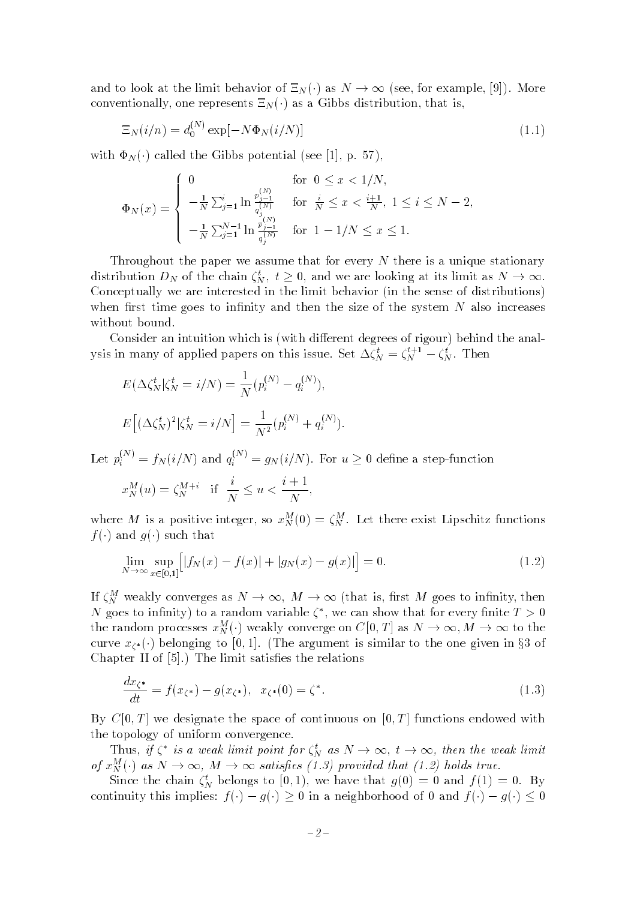and to look at the limit behavior of $\Xi_N(\cdot)$ as $N \to \infty$ (see, for example, [9]). More conventionally, one represents $\Xi_N(\cdot)$ as a Gibbs distribution, that is,

$$\Xi_N(i/n) = d_0^{(N)} \exp[-N\Phi_N(i/N)] \tag{1.1}$$

with $\Phi_N(\cdot)$ called the Gibbs potential (see [1], p. 57),

$$\Phi_N(x) = \begin{cases} 0 & \text{for } 0 \le x < 1/N, \\ -\frac{1}{N}\sum_{j=1}^{i} \ln \frac{p_{j-1}^{(N)}}{q_j^{(N)}} & \text{for } \frac{i}{N} \le x < \frac{i+1}{N},\ 1 \le i \le N-2, \\ -\frac{1}{N}\sum_{j=1}^{N-1} \ln \frac{p_{j-1}^{(N)}}{q_j^{(N)}} & \text{for } 1 - 1/N \le x \le 1. \end{cases}$$

Throughout the paper we assume that for every $N$ there is a unique stationary distribution $D_N$ of the chain $\zeta_N^t$, $t \ge 0$, and we are looking at its limit as $N \to \infty$. Conceptually we are interested in the limit behavior (in the sense of distributions) when first time goes to infinity and then the size of the system $N$ also increases without bound.

Consider an intuition which is (with different degrees of rigour) behind the analysis in many of applied papers on this issue. Set $\Delta\zeta_N^t = \zeta_N^{t+1} - \zeta_N^t$. Then

$$E(\Delta\zeta_N^t | \zeta_N^t = i/N) = \frac{1}{N}(p_i^{(N)} - q_i^{(N)}),$$

$$E\Big[(\Delta\zeta_N^t)^2 | \zeta_N^t = i/N\Big] = \frac{1}{N^2}(p_i^{(N)} + q_i^{(N)}).$$

Let $p_i^{(N)} = f_N(i/N)$ and $q_i^{(N)} = g_N(i/N)$. For $u \ge 0$ define a step-function

$$x_N^M(u) = \zeta_N^{M+i} \quad \text{if} \quad \frac{i}{N} \le u < \frac{i+1}{N},$$

where $M$ is a positive integer, so $x_N^M(0) = \zeta_N^M$. Let there exist Lipschitz functions $f(\cdot)$ and $g(\cdot)$ such that

$$\lim_{N\to\infty} \sup_{x\in[0,1]} \Big[|f_N(x) - f(x)| + |g_N(x) - g(x)|\Big] = 0. \tag{1.2}$$

If $\zeta_N^M$ weakly converges as $N \to \infty$, $M \to \infty$ (that is, first $M$ goes to infinity, then $N$ goes to infinity) to a random variable $\zeta^*$, we can show that for every finite $T > 0$ the random processes $x_N^M(\cdot)$ weakly converge on $C[0,T]$ as $N \to \infty, M \to \infty$ to the curve $x_{\zeta^*}(\cdot)$ belonging to $[0,1]$. (The argument is similar to the one given in §3 of Chapter II of [5].) The limit satisfies the relations

$$\frac{dx_{\zeta^*}}{dt} = f(x_{\zeta^*}) - g(x_{\zeta^*}), \quad x_{\zeta^*}(0) = \zeta^*. \tag{1.3}$$

By $C[0,T]$ we designate the space of continuous on $[0,T]$ functions endowed with the topology of uniform convergence.

Thus, *if $\zeta^*$ is a weak limit point for $\zeta_N^t$ as $N \to \infty$, $t \to \infty$, then the weak limit of $x_N^M(\cdot)$ as $N \to \infty$, $M \to \infty$ satisfies (1.3) provided that (1.2) holds true.*

Since the chain $\zeta_N^t$ belongs to $[0,1)$, we have that $g(0) = 0$ and $f(1) = 0$. By continuity this implies: $f(\cdot) - g(\cdot) \ge 0$ in a neighborhood of 0 and $f(\cdot) - g(\cdot) \le 0$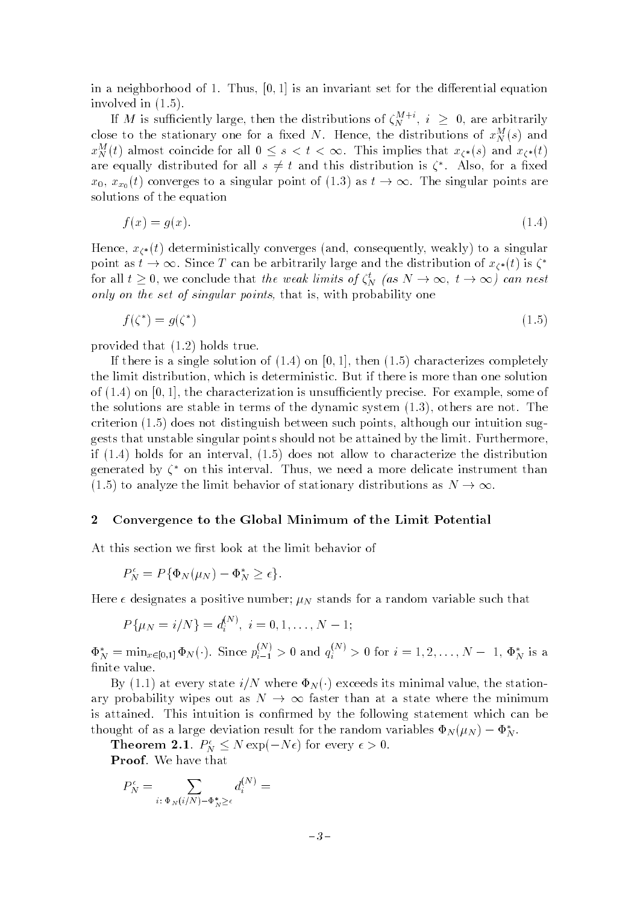in a neighborhood of 1. Thus, $[0, 1]$ is an invariant set for the differential equation involved in (1.5).

If $M$ is sufficiently large, then the distributions of $\zeta_N^{M+i}$, $i \geq 0$, are arbitrarily close to the stationary one for a fixed $N$. Hence, the distributions of $x_N^M(s)$ and $x_N^M(t)$ almost coincide for all $0 \leq s < t < \infty$. This implies that $x_{\zeta^*}(s)$ and $x_{\zeta^*}(t)$ are equally distributed for all $s \neq t$ and this distribution is $\zeta^*$. Also, for a fixed $x_0$, $x_{x_0}(t)$ converges to a singular point of (1.3) as $t \to \infty$. The singular points are solutions of the equation

$$f(x) = g(x). \tag{1.4}$$

Hence, $x_{\zeta^*}(t)$ deterministically converges (and, consequently, weakly) to a singular point as $t \to \infty$. Since $T$ can be arbitrarily large and the distribution of $x_{\zeta^*}(t)$ is $\zeta^*$ for all $t \geq 0$, we conclude that *the weak limits of $\zeta_N^t$ (as $N \to \infty$, $t \to \infty$) can nest only on the set of singular points,* that is, with probability one

$$f(\zeta^*) = g(\zeta^*) \tag{1.5}$$

provided that (1.2) holds true.

If there is a single solution of (1.4) on $[0, 1]$, then (1.5) characterizes completely the limit distribution, which is deterministic. But if there is more than one solution of (1.4) on $[0, 1]$, the characterization is unsufficiently precise. For example, some of the solutions are stable in terms of the dynamic system (1.3), others are not. The criterion (1.5) does not distinguish between such points, although our intuition suggests that unstable singular points should not be attained by the limit. Furthermore, if (1.4) holds for an interval, (1.5) does not allow to characterize the distribution generated by $\zeta^*$ on this interval. Thus, we need a more delicate instrument than (1.5) to analyze the limit behavior of stationary distributions as $N \to \infty$.

## 2 Convergence to the Global Minimum of the Limit Potential

At this section we first look at the limit behavior of

$$P_N^\epsilon = P\{\Phi_N(\mu_N) - \Phi_N^* \geq \epsilon\}.$$

Here $\epsilon$ designates a positive number; $\mu_N$ stands for a random variable such that

$$P\{\mu_N = i/N\} = d_i^{(N)}, \; i = 0, 1, \ldots, N-1;$$

$\Phi_N^* = \min_{x \in [0,1]} \Phi_N(\cdot)$. Since $p_{i-1}^{(N)} > 0$ and $q_i^{(N)} > 0$ for $i = 1, 2, \ldots, N-1$, $\Phi_N^*$ is a finite value.

By (1.1) at every state $i/N$ where $\Phi_N(\cdot)$ exceeds its minimal value, the stationary probability wipes out as $N \to \infty$ faster than at a state where the minimum is attained. This intuition is confirmed by the following statement which can be thought of as a large deviation result for the random variables $\Phi_N(\mu_N) - \Phi_N^*$.

**Theorem 2.1**. $P_N^\epsilon \leq N \exp(-N\epsilon)$ for every $\epsilon > 0$.

**Proof**. We have that

$$P_N^\epsilon = \sum_{i:\, \Phi_N(i/N) - \Phi_N^* \geq \epsilon} d_i^{(N)} =$$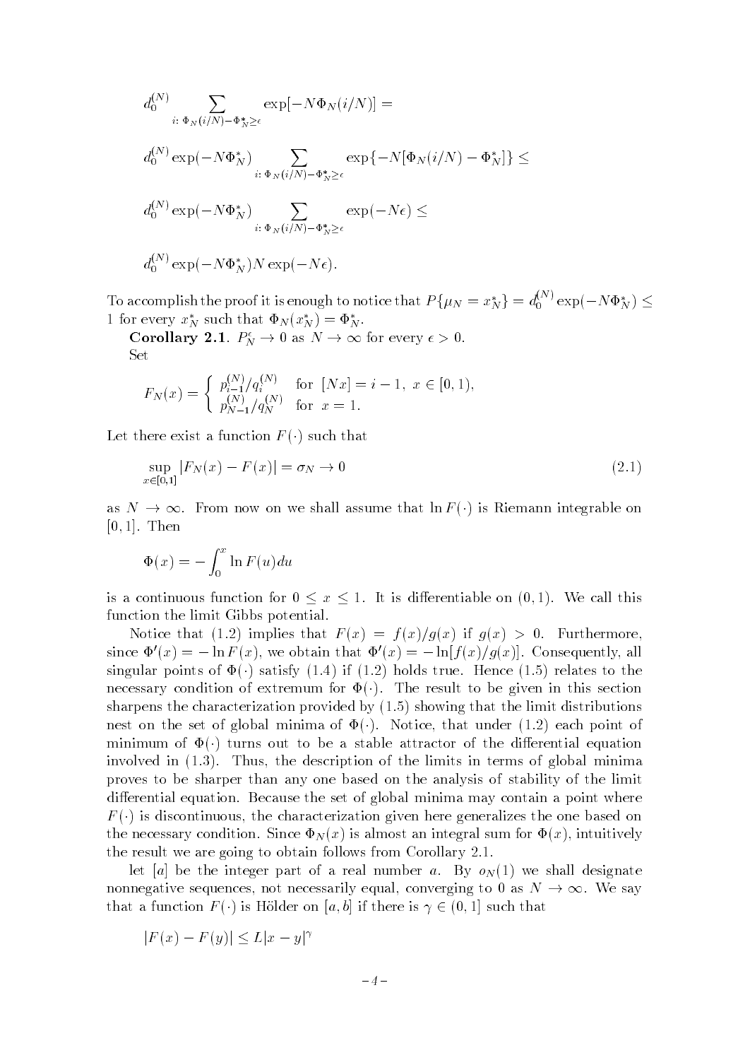$$d_0^{(N)} \sum_{i:\,\Phi_N(i/N)-\Phi_N^*\geq\epsilon} \exp[-N\Phi_N(i/N)] =$$

$$d_0^{(N)} \exp(-N\Phi_N^*) \sum_{i:\,\Phi_N(i/N)-\Phi_N^*\geq\epsilon} \exp\{-N[\Phi_N(i/N)-\Phi_N^*]\} \leq$$

$$d_0^{(N)} \exp(-N\Phi_N^*) \sum_{i:\,\Phi_N(i/N)-\Phi_N^*\geq\epsilon} \exp(-N\epsilon) \leq$$

$$d_0^{(N)} \exp(-N\Phi_N^*) N \exp(-N\epsilon).$$

To accomplish the proof it is enough to notice that $P\{\mu_N = x_N^*\} = d_0^{(N)} \exp(-N\Phi_N^*) \leq 1$ for every $x_N^*$ such that $\Phi_N(x_N^*) = \Phi_N^*$.

**Corollary 2.1.** $P_N^\epsilon \to 0$ as $N \to \infty$ for every $\epsilon > 0$.

Set

$$F_N(x) = \begin{cases} p_{i-1}^{(N)}/q_i^{(N)} & \text{for } [Nx] = i-1,\ x \in [0,1), \\ p_{N-1}^{(N)}/q_N^{(N)} & \text{for } x = 1. \end{cases}$$

Let there exist a function $F(\cdot)$ such that

$$\sup_{x\in[0,1]} |F_N(x) - F(x)| = \sigma_N \to 0 \tag{2.1}$$

as $N \to \infty$. From now on we shall assume that $\ln F(\cdot)$ is Riemann integrable on $[0,1]$. Then

$$\Phi(x) = -\int_0^x \ln F(u)du$$

is a continuous function for $0 \leq x \leq 1$. It is differentiable on $(0,1)$. We call this function the limit Gibbs potential.

Notice that (1.2) implies that $F(x) = f(x)/g(x)$ if $g(x) > 0$. Furthermore, since $\Phi'(x) = -\ln F(x)$, we obtain that $\Phi'(x) = -\ln[f(x)/g(x)]$. Consequently, all singular points of $\Phi(\cdot)$ satisfy (1.4) if (1.2) holds true. Hence (1.5) relates to the necessary condition of extremum for $\Phi(\cdot)$. The result to be given in this section sharpens the characterization provided by (1.5) showing that the limit distributions nest on the set of global minima of $\Phi(\cdot)$. Notice, that under (1.2) each point of minimum of $\Phi(\cdot)$ turns out to be a stable attractor of the differential equation involved in (1.3). Thus, the description of the limits in terms of global minima proves to be sharper than any one based on the analysis of stability of the limit differential equation. Because the set of global minima may contain a point where $F(\cdot)$ is discontinuous, the characterization given here generalizes the one based on the necessary condition. Since $\Phi_N(x)$ is almost an integral sum for $\Phi(x)$, intuitively the result we are going to obtain follows from Corollary 2.1.

let $[a]$ be the integer part of a real number $a$. By $o_N(1)$ we shall designate nonnegative sequences, not necessarily equal, converging to 0 as $N \to \infty$. We say that a function $F(\cdot)$ is Hölder on $[a,b]$ if there is $\gamma \in (0,1]$ such that

$$|F(x) - F(y)| \leq L|x-y|^\gamma$$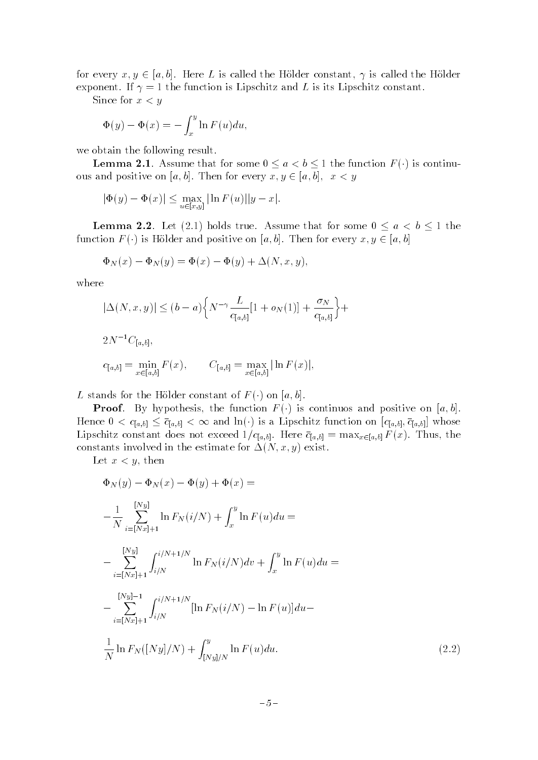for every $x, y \in [a, b]$. Here $L$ is called the Hölder constant, $\gamma$ is called the Hölder exponent. If $\gamma = 1$ the function is Lipschitz and $L$ is its Lipschitz constant.

Since for $x < y$

$$\Phi(y) - \Phi(x) = -\int_x^y \ln F(u)du,$$

we obtain the following result.

**Lemma 2.1**. Assume that for some $0 \le a < b \le 1$ the function $F(\cdot)$ is continuous and positive on $[a, b]$. Then for every $x, y \in [a, b], \;\; x < y$

$$|\Phi(y) - \Phi(x)| \le \max_{u \in [x,y]} |\ln F(u)||y - x|.$$

**Lemma 2.2**. Let (2.1) holds true. Assume that for some $0 \le a < b \le 1$ the function $F(\cdot)$ is Hölder and positive on $[a, b]$. Then for every $x, y \in [a, b]$

$$\Phi_N(x) - \Phi_N(y) = \Phi(x) - \Phi(y) + \Delta(N, x, y),$$

where

$$|\Delta(N, x, y)| \le (b - a)\Big\{N^{-\gamma}\frac{L}{c_{[a,b]}}[1 + o_N(1)] + \frac{\sigma_N}{c_{[a,b]}}\Big\} +$$

$$2N^{-1}C_{[a,b]},$$

$$c_{[a,b]} = \min_{x \in [a,b]} F(x), \qquad C_{[a,b]} = \max_{x \in [a,b]} |\ln F(x)|,$$

$L$ stands for the Hölder constant of $F(\cdot)$ on $[a, b]$.

**Proof**. By hypothesis, the function $F(\cdot)$ is continuos and positive on $[a, b]$. Hence $0 < c_{[a,b]} \le \bar{c}_{[a,b]} < \infty$ and $\ln(\cdot)$ is a Lipschitz function on $[c_{[a,b]}, \bar{c}_{[a,b]}]$ whose Lipschitz constant does not exceed $1/c_{[a,b]}$. Here $\bar{c}_{[a,b]} = \max_{x \in [a,b]} F(x)$. Thus, the constants involved in the estimate for $\Delta(N, x, y)$ exist.

Let $x < y$, then

$$\Phi_N(y) - \Phi_N(x) - \Phi(y) + \Phi(x) =$$

$$-\frac{1}{N}\sum_{i=[Nx]+1}^{[Ny]} \ln F_N(i/N) + \int_x^y \ln F(u)du =$$

$$-\sum_{i=[Nx]+1}^{[Ny]} \int_{i/N}^{i/N+1/N} \ln F_N(i/N)dv + \int_x^y \ln F(u)du =$$

$$-\sum_{i=[Nx]+1}^{[Ny]-1} \int_{i/N}^{i/N+1/N} [\ln F_N(i/N) - \ln F(u)]du -$$

$$\frac{1}{N}\ln F_N([Ny]/N) + \int_{[Ny]/N}^{y} \ln F(u)du. \tag{2.2}$$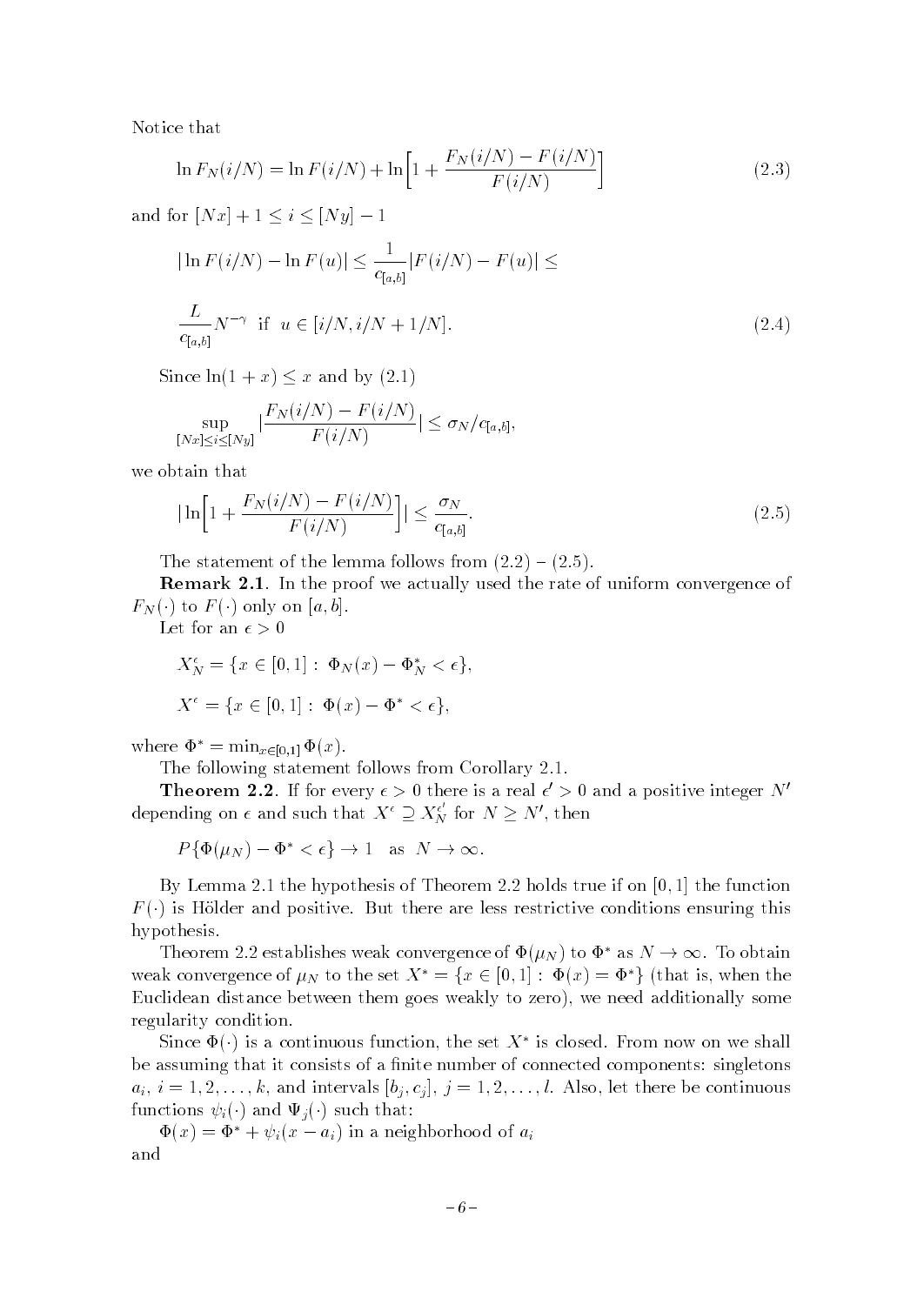Notice that

$$\ln F_N(i/N) = \ln F(i/N) + \ln\left[1 + \frac{F_N(i/N) - F(i/N)}{F(i/N)}\right] \tag{2.3}$$

and for $[Nx] + 1 \leq i \leq [Ny] - 1$

$$|\ln F(i/N) - \ln F(u)| \leq \frac{1}{c_{[a,b]}} |F(i/N) - F(u)| \leq$$

$$\frac{L}{c_{[a,b]}} N^{-\gamma} \ \text{ if } \ u \in [i/N, i/N + 1/N]. \tag{2.4}$$

Since $\ln(1+x) \leq x$ and by (2.1)

$$\sup_{[Nx] \leq i \leq [Ny]} \left| \frac{F_N(i/N) - F(i/N)}{F(i/N)} \right| \leq \sigma_N / c_{[a,b]},$$

we obtain that

$$\left| \ln\left[1 + \frac{F_N(i/N) - F(i/N)}{F(i/N)}\right] \right| \leq \frac{\sigma_N}{c_{[a,b]}}. \tag{2.5}$$

The statement of the lemma follows from (2.2) – (2.5).

**Remark 2.1**. In the proof we actually used the rate of uniform convergence of $F_N(\cdot)$ to $F(\cdot)$ only on $[a, b]$.

Let for an $\epsilon > 0$

$$X_N^\epsilon = \{x \in [0,1] : \ \Phi_N(x) - \Phi_N^* < \epsilon\},$$

$$X^\epsilon = \{x \in [0,1] : \ \Phi(x) - \Phi^* < \epsilon\},$$

where $\Phi^* = \min_{x \in [0,1]} \Phi(x)$.

The following statement follows from Corollary 2.1.

**Theorem 2.2**. If for every $\epsilon > 0$ there is a real $\epsilon' > 0$ and a positive integer $N'$ depending on $\epsilon$ and such that $X^\epsilon \supseteq X_N^{\epsilon'}$ for $N \geq N'$, then

$$P\{\Phi(\mu_N) - \Phi^* < \epsilon\} \to 1 \quad \text{as} \ \ N \to \infty.$$

By Lemma 2.1 the hypothesis of Theorem 2.2 holds true if on $[0, 1]$ the function $F(\cdot)$ is Hölder and positive. But there are less restrictive conditions ensuring this hypothesis.

Theorem 2.2 establishes weak convergence of $\Phi(\mu_N)$ to $\Phi^*$ as $N \to \infty$. To obtain weak convergence of $\mu_N$ to the set $X^* = \{x \in [0,1] : \ \Phi(x) = \Phi^*\}$ (that is, when the Euclidean distance between them goes weakly to zero), we need additionally some regularity condition.

Since $\Phi(\cdot)$ is a continuous function, the set $X^*$ is closed. From now on we shall be assuming that it consists of a finite number of connected components: singletons $a_i$, $i = 1, 2, \ldots, k$, and intervals $[b_j, c_j]$, $j = 1, 2, \ldots, l$. Also, let there be continuous functions $\psi_i(\cdot)$ and $\Psi_j(\cdot)$ such that:

$\Phi(x) = \Phi^* + \psi_i(x - a_i)$ in a neighborhood of $a_i$

and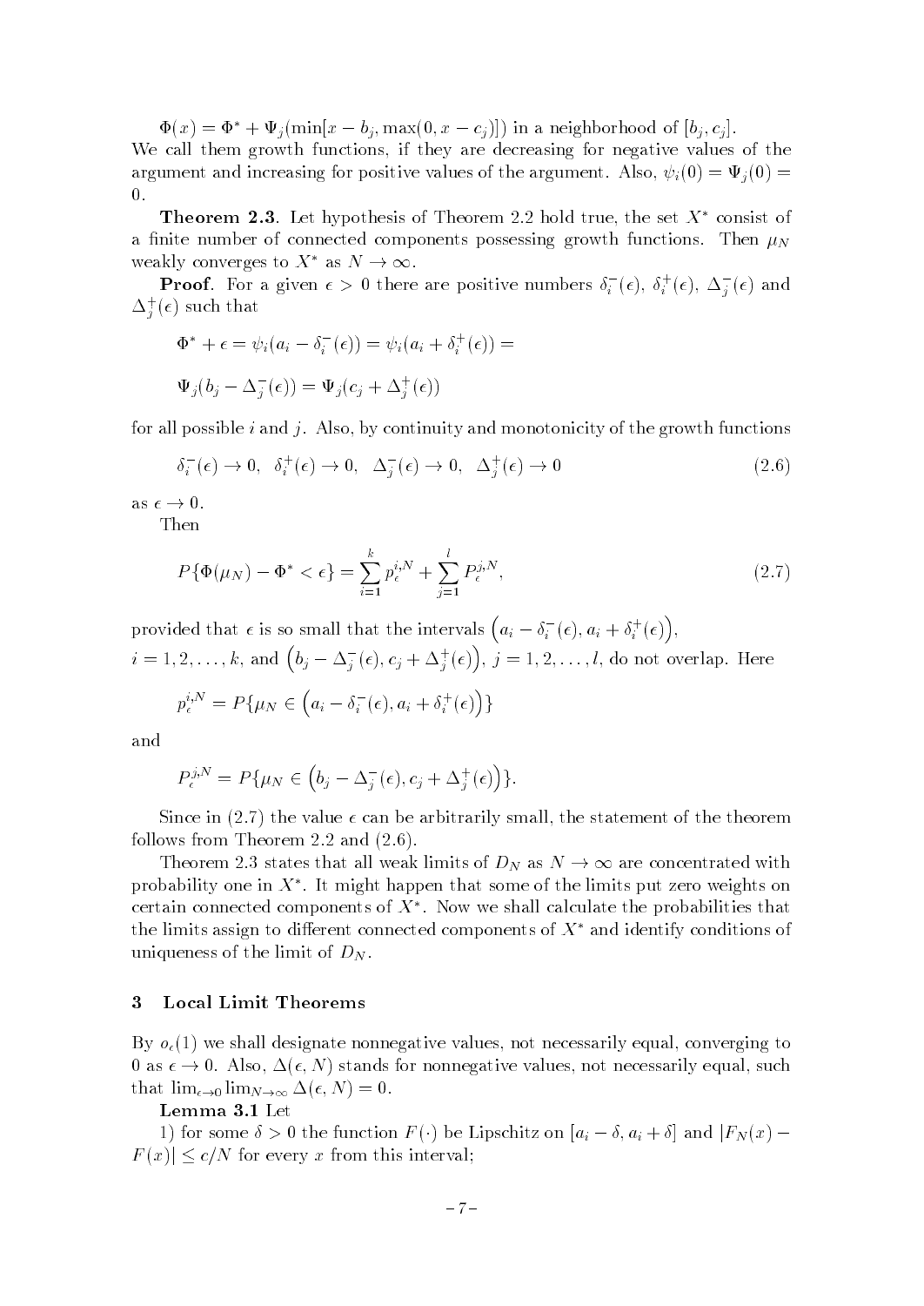$\Phi(x) = \Phi^* + \Psi_j(\min[x - b_j, \max(0, x - c_j)])$ in a neighborhood of $[b_j, c_j]$.

We call them growth functions, if they are decreasing for negative values of the argument and increasing for positive values of the argument. Also, $\psi_i(0) = \Psi_j(0) = 0$.

**Theorem 2.3**. Let hypothesis of Theorem 2.2 hold true, the set $X^*$ consist of a finite number of connected components possessing growth functions. Then $\mu_N$ weakly converges to $X^*$ as $N \to \infty$.

**Proof**. For a given $\epsilon > 0$ there are positive numbers $\delta_i^-(\epsilon)$, $\delta_i^+(\epsilon)$, $\Delta_j^-(\epsilon)$ and $\Delta_j^+(\epsilon)$ such that

$$\Phi^* + \epsilon = \psi_i(a_i - \delta_i^-(\epsilon)) = \psi_i(a_i + \delta_i^+(\epsilon)) =$$

$$\Psi_j(b_j - \Delta_j^-(\epsilon)) = \Psi_j(c_j + \Delta_j^+(\epsilon))$$

for all possible $i$ and $j$. Also, by continuity and monotonicity of the growth functions

$$\delta_i^-(\epsilon) \to 0, \quad \delta_i^+(\epsilon) \to 0, \quad \Delta_j^-(\epsilon) \to 0, \quad \Delta_j^+(\epsilon) \to 0 \tag{2.6}$$

as $\epsilon \to 0$.

Then

$$P\{\Phi(\mu_N) - \Phi^* < \epsilon\} = \sum_{i=1}^{k} p_\epsilon^{i,N} + \sum_{j=1}^{l} P_\epsilon^{j,N}, \tag{2.7}$$

provided that $\epsilon$ is so small that the intervals $\left(a_i - \delta_i^-(\epsilon), a_i + \delta_i^+(\epsilon)\right)$, $i = 1, 2, \ldots, k$, and $\left(b_j - \Delta_j^-(\epsilon), c_j + \Delta_j^+(\epsilon)\right)$, $j = 1, 2, \ldots, l$, do not overlap. Here

$$p_\epsilon^{i,N} = P\{\mu_N \in \left(a_i - \delta_i^-(\epsilon), a_i + \delta_i^+(\epsilon)\right)\}$$

and

$$P_\epsilon^{j,N} = P\{\mu_N \in \left(b_j - \Delta_j^-(\epsilon), c_j + \Delta_j^+(\epsilon)\right)\}.$$

Since in (2.7) the value $\epsilon$ can be arbitrarily small, the statement of the theorem follows from Theorem 2.2 and (2.6).

Theorem 2.3 states that all weak limits of $D_N$ as $N \to \infty$ are concentrated with probability one in $X^*$. It might happen that some of the limits put zero weights on certain connected components of $X^*$. Now we shall calculate the probabilities that the limits assign to different connected components of $X^*$ and identify conditions of uniqueness of the limit of $D_N$.

## 3 Local Limit Theorems

By $o_\epsilon(1)$ we shall designate nonnegative values, not necessarily equal, converging to 0 as $\epsilon \to 0$. Also, $\Delta(\epsilon, N)$ stands for nonnegative values, not necessarily equal, such that $\lim_{\epsilon \to 0} \lim_{N \to \infty} \Delta(\epsilon, N) = 0$.

**Lemma 3.1** Let

1) for some $\delta > 0$ the function $F(\cdot)$ be Lipschitz on $[a_i - \delta, a_i + \delta]$ and $|F_N(x) - F(x)| \leq c/N$ for every $x$ from this interval;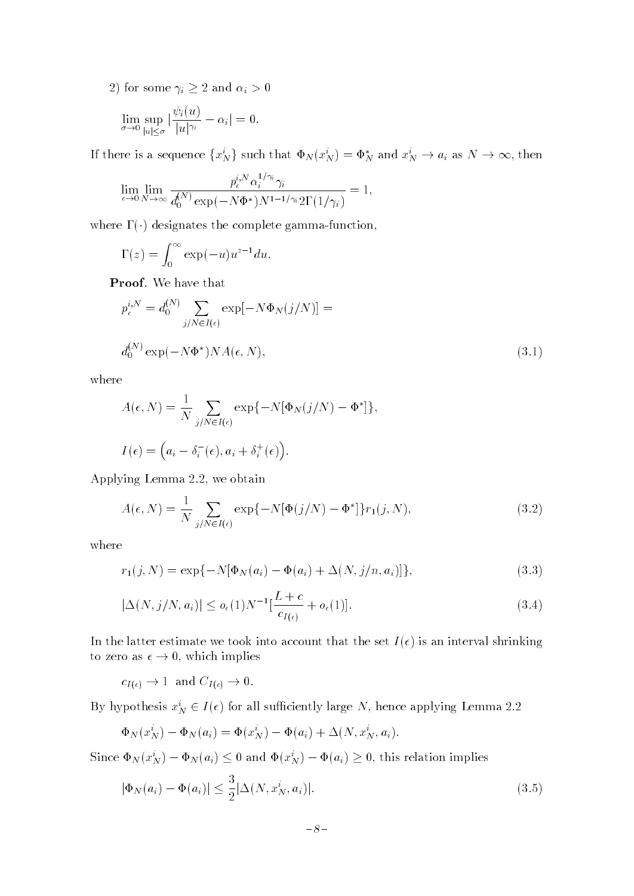2) for some $\gamma_i \geq 2$ and $\alpha_i > 0$

$$\lim_{\sigma \to 0} \sup_{|u| \leq \sigma} |\frac{\psi_i(u)}{|u|^{\gamma_i}} - \alpha_i| = 0.$$

If there is a sequence $\{x_N^i\}$ such that $\Phi_N(x_N^i) = \Phi_N^*$ and $x_N^i \to a_i$ as $N \to \infty$, then

$$\lim_{\epsilon \to 0} \lim_{N \to \infty} \frac{p_\epsilon^{i,N} \alpha_i^{1/\gamma_i} \gamma_i}{d_0^{(N)} \exp(-N\Phi^*) N^{1-1/\gamma_i} 2\Gamma(1/\gamma_i)} = 1,$$

where $\Gamma(\cdot)$ designates the complete gamma-function,

$$\Gamma(z) = \int_0^\infty \exp(-u) u^{z-1} du.$$

**Proof**. We have that

$$p_\epsilon^{i,N} = d_0^{(N)} \sum_{j/N \in I(\epsilon)} \exp[-N\Phi_N(j/N)] =$$

$$d_0^{(N)} \exp(-N\Phi^*) N A(\epsilon, N), \tag{3.1}$$

where

$$A(\epsilon, N) = \frac{1}{N} \sum_{j/N \in I(\epsilon)} \exp\{-N[\Phi_N(j/N) - \Phi^*]\},$$

$$I(\epsilon) = \Big(a_i - \delta_i^-(\epsilon), a_i + \delta_i^+(\epsilon)\Big).$$

Applying Lemma 2.2, we obtain

$$A(\epsilon, N) = \frac{1}{N} \sum_{j/N \in I(\epsilon)} \exp\{-N[\Phi(j/N) - \Phi^*]\} r_1(j, N), \tag{3.2}$$

where

$$r_1(j, N) = \exp\{-N[\Phi_N(a_i) - \Phi(a_i) + \Delta(N, j/n, a_i)]\}, \tag{3.3}$$

$$|\Delta(N, j/N, a_i)| \leq o_\epsilon(1) N^{-1} [\frac{L + c}{c_{I(\epsilon)}} + o_\epsilon(1)]. \tag{3.4}$$

In the latter estimate we took into account that the set $I(\epsilon)$ is an interval shrinking to zero as $\epsilon \to 0$, which implies

$$c_{I(\epsilon)} \to 1 \ \text{ and } C_{I(\epsilon)} \to 0.$$

By hypothesis $x_N^i \in I(\epsilon)$ for all sufficiently large $N$, hence applying Lemma 2.2

$$\Phi_N(x_N^i) - \Phi_N(a_i) = \Phi(x_N^i) - \Phi(a_i) + \Delta(N, x_N^i, a_i).$$

Since $\Phi_N(x_N^i) - \Phi_N(a_i) \leq 0$ and $\Phi(x_N^i) - \Phi(a_i) \geq 0$, this relation implies

$$|\Phi_N(a_i) - \Phi(a_i)| \leq \frac{3}{2} |\Delta(N, x_N^i, a_i)|. \tag{3.5}$$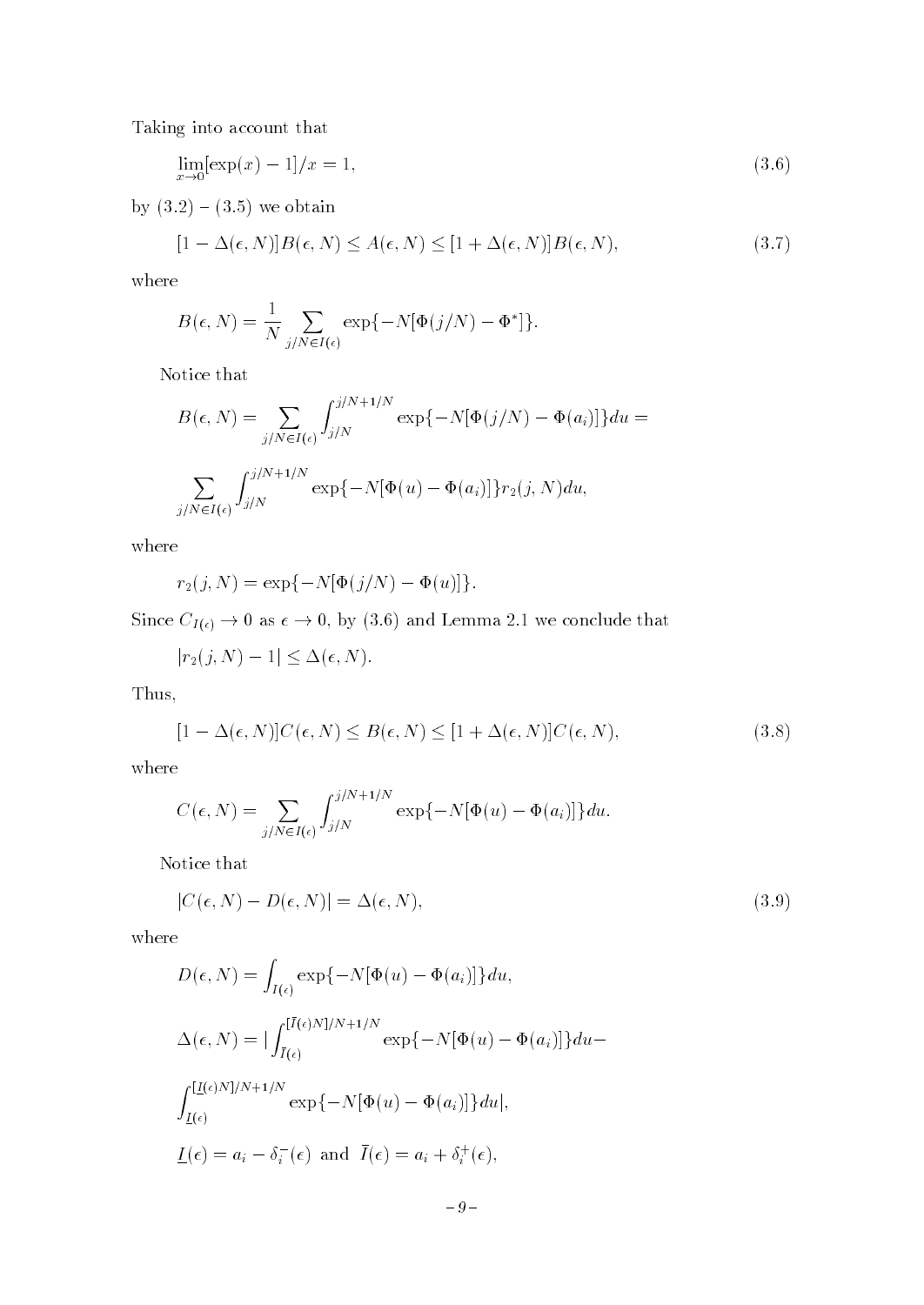Taking into account that

$$\lim_{x \to 0} [\exp(x) - 1]/x = 1, \tag{3.6}$$

by (3.2) – (3.5) we obtain

$$[1 - \Delta(\epsilon, N)] B(\epsilon, N) \leq A(\epsilon, N) \leq [1 + \Delta(\epsilon, N)] B(\epsilon, N), \tag{3.7}$$

where

$$B(\epsilon, N) = \frac{1}{N} \sum_{j/N \in I(\epsilon)} \exp\{-N[\Phi(j/N) - \Phi^*]\}.$$

Notice that

$$B(\epsilon, N) = \sum_{j/N \in I(\epsilon)} \int_{j/N}^{j/N + 1/N} \exp\{-N[\Phi(j/N) - \Phi(a_i)]\} du =$$

$$\sum_{j/N \in I(\epsilon)} \int_{j/N}^{j/N + 1/N} \exp\{-N[\Phi(u) - \Phi(a_i)]\} r_2(j, N) du,$$

where

$$r_2(j, N) = \exp\{-N[\Phi(j/N) - \Phi(u)]\}.$$

Since $C_{I(\epsilon)} \to 0$ as $\epsilon \to 0$, by (3.6) and Lemma 2.1 we conclude that

$$|r_2(j, N) - 1| \leq \Delta(\epsilon, N).$$

Thus,

$$[1 - \Delta(\epsilon, N)] C(\epsilon, N) \leq B(\epsilon, N) \leq [1 + \Delta(\epsilon, N)] C(\epsilon, N), \tag{3.8}$$

where

$$C(\epsilon, N) = \sum_{j/N \in I(\epsilon)} \int_{j/N}^{j/N + 1/N} \exp\{-N[\Phi(u) - \Phi(a_i)]\} du.$$

Notice that

$$|C(\epsilon, N) - D(\epsilon, N)| = \Delta(\epsilon, N), \tag{3.9}$$

where

$$D(\epsilon, N) = \int_{I(\epsilon)} \exp\{-N[\Phi(u) - \Phi(a_i)]\} du,$$

$$\Delta(\epsilon, N) = \Big| \int_{\bar{I}(\epsilon)}^{[\bar{I}(\epsilon)N]/N + 1/N} \exp\{-N[\Phi(u) - \Phi(a_i)]\} du -$$

$$\int_{\underline{I}(\epsilon)}^{[\underline{I}(\epsilon)N]/N + 1/N} \exp\{-N[\Phi(u) - \Phi(a_i)]\} du \Big|,$$

$$\underline{I}(\epsilon) = a_i - \delta_i^-(\epsilon) \text{ and } \bar{I}(\epsilon) = a_i + \delta_i^+(\epsilon),$$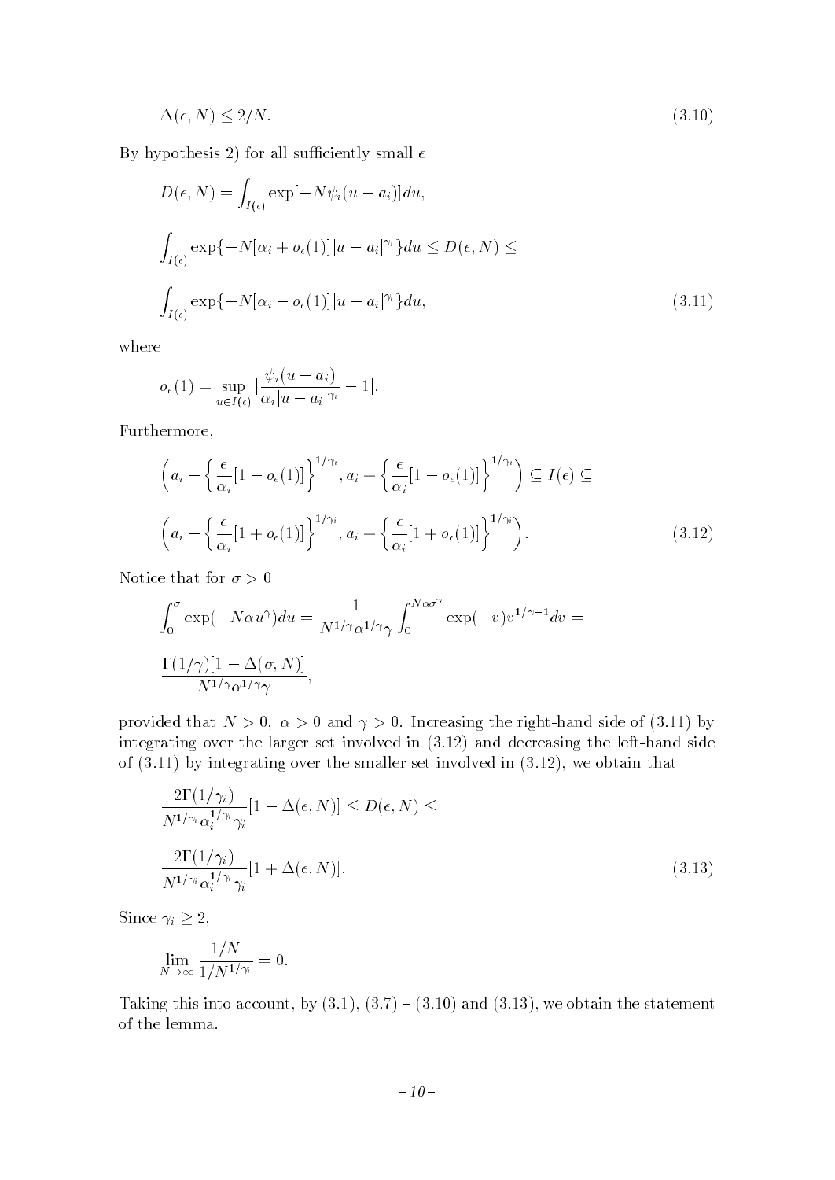$$\Delta(\epsilon, N) \leq 2/N. \tag{3.10}$$

By hypothesis 2) for all sufficiently small $\epsilon$

$$D(\epsilon, N) = \int_{I(\epsilon)} \exp[-N\psi_i(u - a_i)]du,$$

$$\int_{I(\epsilon)} \exp\{-N[\alpha_i + o_\epsilon(1)]|u - a_i|^{\gamma_i}\}du \leq D(\epsilon, N) \leq$$

$$\int_{I(\epsilon)} \exp\{-N[\alpha_i - o_\epsilon(1)]|u - a_i|^{\gamma_i}\}du, \tag{3.11}$$

where

$$o_\epsilon(1) = \sup_{u \in I(\epsilon)} |\frac{\psi_i(u - a_i)}{\alpha_i |u - a_i|^{\gamma_i}} - 1|.$$

Furthermore,

$$\left(a_i - \left\{\frac{\epsilon}{\alpha_i}[1 - o_\epsilon(1)]\right\}^{1/\gamma_i}, a_i + \left\{\frac{\epsilon}{\alpha_i}[1 - o_\epsilon(1)]\right\}^{1/\gamma_i}\right) \subseteq I(\epsilon) \subseteq$$

$$\left(a_i - \left\{\frac{\epsilon}{\alpha_i}[1 + o_\epsilon(1)]\right\}^{1/\gamma_i}, a_i + \left\{\frac{\epsilon}{\alpha_i}[1 + o_\epsilon(1)]\right\}^{1/\gamma_i}\right). \tag{3.12}$$

Notice that for $\sigma > 0$

$$\int_0^\sigma \exp(-N\alpha u^\gamma)du = \frac{1}{N^{1/\gamma}\alpha^{1/\gamma}\gamma} \int_0^{N\alpha\sigma^\gamma} \exp(-v)v^{1/\gamma - 1}dv =$$

$$\frac{\Gamma(1/\gamma)[1 - \Delta(\sigma, N)]}{N^{1/\gamma}\alpha^{1/\gamma}\gamma},$$

provided that $N > 0$, $\alpha > 0$ and $\gamma > 0$. Increasing the right-hand side of (3.11) by integrating over the larger set involved in (3.12) and decreasing the left-hand side of (3.11) by integrating over the smaller set involved in (3.12), we obtain that

$$\frac{2\Gamma(1/\gamma_i)}{N^{1/\gamma_i}\alpha_i^{1/\gamma_i}\gamma_i}[1 - \Delta(\epsilon, N)] \leq D(\epsilon, N) \leq$$

$$\frac{2\Gamma(1/\gamma_i)}{N^{1/\gamma_i}\alpha_i^{1/\gamma_i}\gamma_i}[1 + \Delta(\epsilon, N)]. \tag{3.13}$$

Since $\gamma_i \geq 2$,

$$\lim_{N\to\infty} \frac{1/N}{1/N^{1/\gamma_i}} = 0.$$

Taking this into account, by (3.1), (3.7) – (3.10) and (3.13), we obtain the statement of the lemma.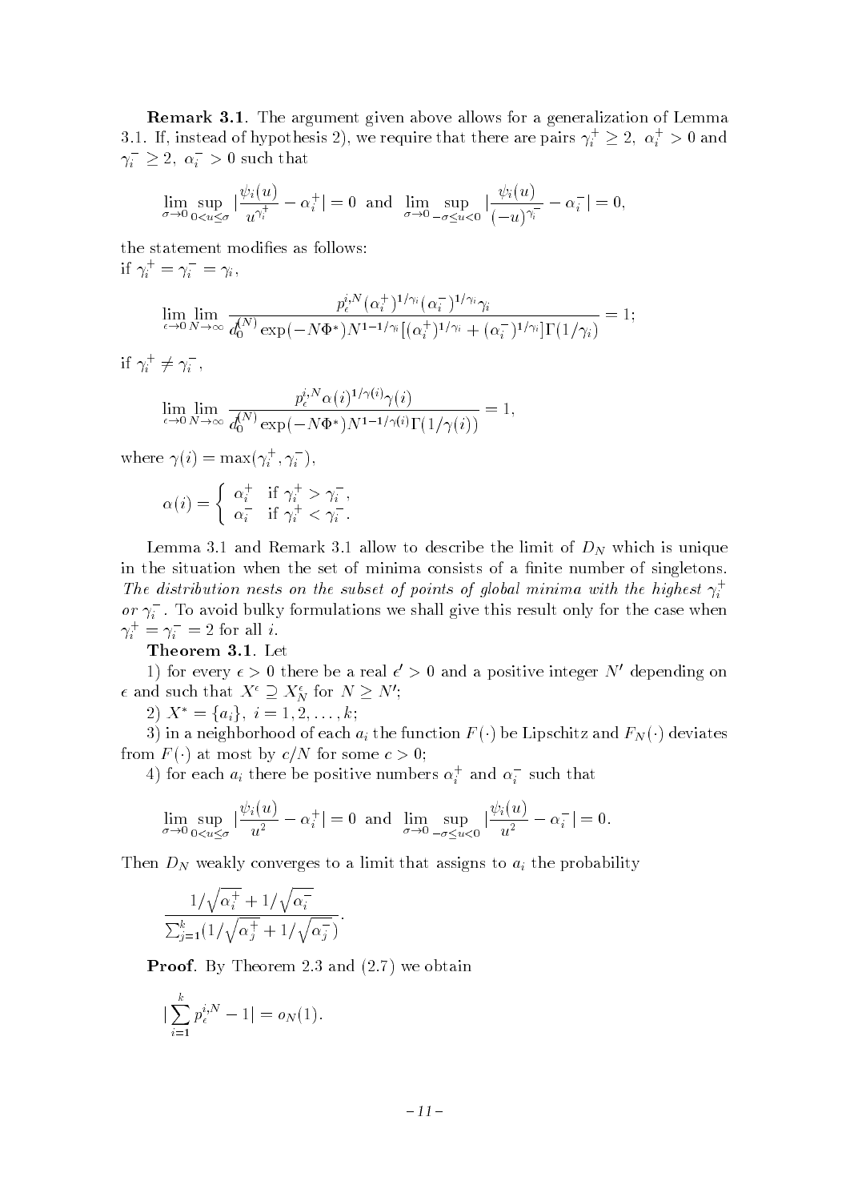**Remark 3.1**. The argument given above allows for a generalization of Lemma 3.1. If, instead of hypothesis 2), we require that there are pairs $\gamma_i^+ \geq 2,\ \alpha_i^+ > 0$ and $\gamma_i^- \geq 2,\ \alpha_i^- > 0$ such that

$$\lim_{\sigma\to 0} \sup_{0<u\leq\sigma} |\frac{\psi_i(u)}{u^{\gamma_i^+}} - \alpha_i^+| = 0 \ \text{ and } \ \lim_{\sigma\to 0} \sup_{-\sigma\leq u<0} |\frac{\psi_i(u)}{(-u)^{\gamma_i^-}} - \alpha_i^-| = 0,$$

the statement modifies as follows:
if $\gamma_i^+ = \gamma_i^- = \gamma_i$,

$$\lim_{\epsilon\to 0}\lim_{N\to\infty} \frac{p_\epsilon^{i,N}(\alpha_i^+)^{1/\gamma_i}(\alpha_i^-)^{1/\gamma_i}\gamma_i}{d_0^{(N)}\exp(-N\Phi^*)N^{1-1/\gamma_i}[(\alpha_i^+)^{1/\gamma_i}+(\alpha_i^-)^{1/\gamma_i}]\Gamma(1/\gamma_i)} = 1;$$

if $\gamma_i^+ \neq \gamma_i^-$,

$$\lim_{\epsilon\to 0}\lim_{N\to\infty} \frac{p_\epsilon^{i,N}\alpha(i)^{1/\gamma(i)}\gamma(i)}{d_0^{(N)}\exp(-N\Phi^*)N^{1-1/\gamma(i)}\Gamma(1/\gamma(i))} = 1,$$

where $\gamma(i) = \max(\gamma_i^+, \gamma_i^-)$,

$$\alpha(i) = \begin{cases} \alpha_i^+ & \text{if } \gamma_i^+ > \gamma_i^-, \\ \alpha_i^- & \text{if } \gamma_i^+ < \gamma_i^-. \end{cases}$$

Lemma 3.1 and Remark 3.1 allow to describe the limit of $D_N$ which is unique in the situation when the set of minima consists of a finite number of singletons. *The distribution nests on the subset of points of global minima with the highest* $\gamma_i^+$ *or* $\gamma_i^-$. To avoid bulky formulations we shall give this result only for the case when $\gamma_i^+ = \gamma_i^- = 2$ for all $i$.

**Theorem 3.1**. Let

1) for every $\epsilon > 0$ there be a real $\epsilon' > 0$ and a positive integer $N'$ depending on $\epsilon$ and such that $X^\epsilon \supseteq X_N^\epsilon$ for $N \geq N'$;

2) $X^* = \{a_i\},\ i = 1, 2, \ldots, k$;

3) in a neighborhood of each $a_i$ the function $F(\cdot)$ be Lipschitz and $F_N(\cdot)$ deviates from $F(\cdot)$ at most by $c/N$ for some $c > 0$;

4) for each $a_i$ there be positive numbers $\alpha_i^+$ and $\alpha_i^-$ such that

$$\lim_{\sigma\to 0} \sup_{0<u\leq\sigma} |\frac{\psi_i(u)}{u^2} - \alpha_i^+| = 0 \ \text{ and } \ \lim_{\sigma\to 0} \sup_{-\sigma\leq u<0} |\frac{\psi_i(u)}{u^2} - \alpha_i^-| = 0.$$

Then $D_N$ weakly converges to a limit that assigns to $a_i$ the probability

$$\frac{1/\sqrt{\alpha_i^+} + 1/\sqrt{\alpha_i^-}}{\sum_{j=1}^k (1/\sqrt{\alpha_j^+} + 1/\sqrt{\alpha_j^-})}.$$

**Proof**. By Theorem 2.3 and (2.7) we obtain

$$|\sum_{i=1}^k p_\epsilon^{i,N} - 1| = o_N(1).$$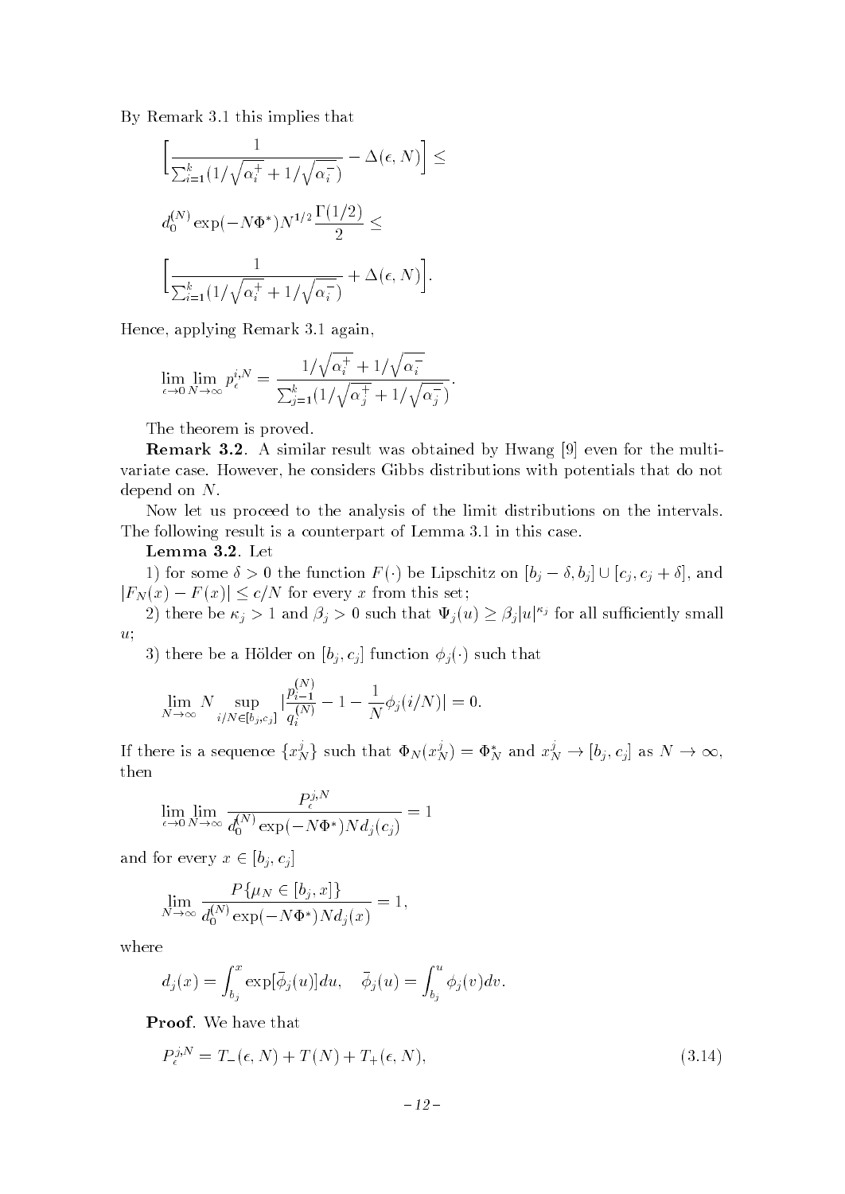By Remark 3.1 this implies that

$$\Big[\frac{1}{\sum_{i=1}^{k}(1/\sqrt{\alpha_i^+}+1/\sqrt{\alpha_i^-})}-\Delta(\epsilon,N)\Big]\le$$

$$d_0^{(N)}\exp(-N\Phi^*)N^{1/2}\frac{\Gamma(1/2)}{2}\le$$

$$\Big[\frac{1}{\sum_{i=1}^{k}(1/\sqrt{\alpha_i^+}+1/\sqrt{\alpha_i^-})}+\Delta(\epsilon,N)\Big].$$

Hence, applying Remark 3.1 again,

$$\lim_{\epsilon\to 0}\lim_{N\to\infty}p_\epsilon^{i,N}=\frac{1/\sqrt{\alpha_i^+}+1/\sqrt{\alpha_i^-}}{\sum_{j=1}^{k}(1/\sqrt{\alpha_j^+}+1/\sqrt{\alpha_j^-})}.$$

The theorem is proved.

**Remark 3.2**. A similar result was obtained by Hwang [9] even for the multivariate case. However, he considers Gibbs distributions with potentials that do not depend on $N$.

Now let us proceed to the analysis of the limit distributions on the intervals. The following result is a counterpart of Lemma 3.1 in this case.

**Lemma 3.2**. Let

1) for some $\delta>0$ the function $F(\cdot)$ be Lipschitz on $[b_j-\delta,b_j]\cup[c_j,c_j+\delta]$, and $|F_N(x)-F(x)|\le c/N$ for every $x$ from this set;

2) there be $\kappa_j>1$ and $\beta_j>0$ such that $\Psi_j(u)\ge\beta_j|u|^{\kappa_j}$ for all sufficiently small $u$;

3) there be a Hölder on $[b_j,c_j]$ function $\phi_j(\cdot)$ such that

$$\lim_{N\to\infty}N\sup_{i/N\in[b_j,c_j]}\Big|\frac{p_{i-1}^{(N)}}{q_i^{(N)}}-1-\frac{1}{N}\phi_j(i/N)\Big|=0.$$

If there is a sequence $\{x_N^j\}$ such that $\Phi_N(x_N^j)=\Phi_N^*$ and $x_N^j\to[b_j,c_j]$ as $N\to\infty$, then

$$\lim_{\epsilon\to 0}\lim_{N\to\infty}\frac{P_\epsilon^{j,N}}{d_0^{(N)}\exp(-N\Phi^*)Nd_j(c_j)}=1$$

and for every $x\in[b_j,c_j]$

$$\lim_{N\to\infty}\frac{P\{\mu_N\in[b_j,x]\}}{d_0^{(N)}\exp(-N\Phi^*)Nd_j(x)}=1,$$

where

$$d_j(x)=\int_{b_j}^{x}\exp[\bar\phi_j(u)]du,\quad \bar\phi_j(u)=\int_{b_j}^{u}\phi_j(v)dv.$$

**Proof**. We have that

$$P_\epsilon^{j,N}=T_-(\epsilon,N)+T(N)+T_+(\epsilon,N),\tag{3.14}$$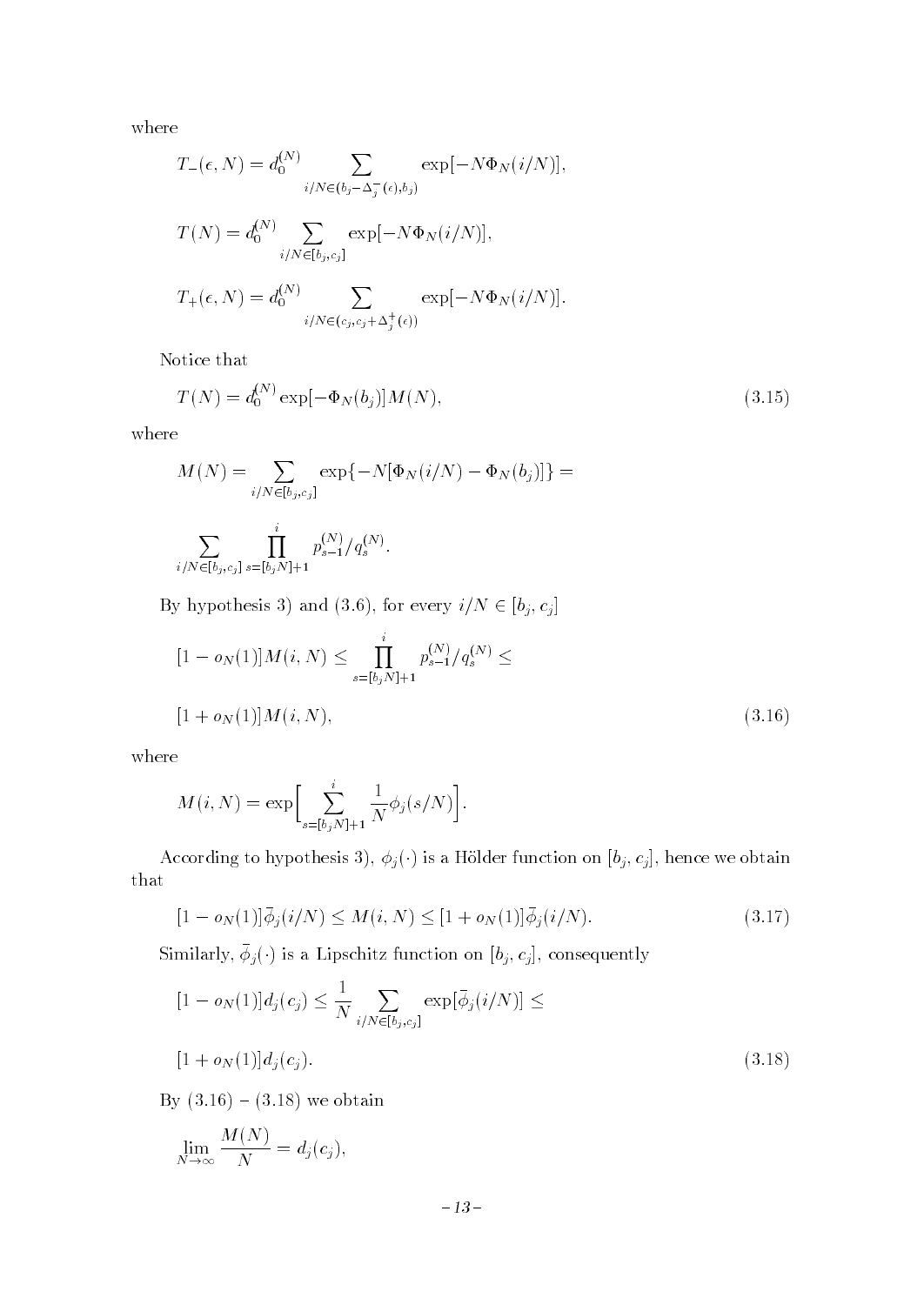where

$$T_-(\epsilon, N) = d_0^{(N)} \sum_{i/N \in (b_j - \Delta_j^-(\epsilon), b_j)} \exp[-N\Phi_N(i/N)],$$

$$T(N) = d_0^{(N)} \sum_{i/N \in [b_j, c_j]} \exp[-N\Phi_N(i/N)],$$

$$T_+(\epsilon, N) = d_0^{(N)} \sum_{i/N \in (c_j, c_j + \Delta_j^+(\epsilon))} \exp[-N\Phi_N(i/N)].$$

Notice that

$$T(N) = d_0^{(N)} \exp[-\Phi_N(b_j)] M(N), \tag{3.15}$$

where

$$M(N) = \sum_{i/N \in [b_j, c_j]} \exp\{-N[\Phi_N(i/N) - \Phi_N(b_j)]\} =$$

$$\sum_{i/N \in [b_j, c_j]} \prod_{s=[b_j N]+1}^{i} p_{s-1}^{(N)} / q_s^{(N)}.$$

By hypothesis 3) and (3.6), for every $i/N \in [b_j, c_j]$

$$[1 - o_N(1)] M(i, N) \leq \prod_{s=[b_j N]+1}^{i} p_{s-1}^{(N)} / q_s^{(N)} \leq$$

$$[1 + o_N(1)] M(i, N), \tag{3.16}$$

where

$$M(i, N) = \exp\Big[\sum_{s=[b_j N]+1}^{i} \frac{1}{N} \phi_j(s/N)\Big].$$

According to hypothesis 3), $\phi_j(\cdot)$ is a Hölder function on $[b_j, c_j]$, hence we obtain that

$$[1 - o_N(1)] \bar{\phi}_j(i/N) \leq M(i, N) \leq [1 + o_N(1)] \bar{\phi}_j(i/N). \tag{3.17}$$

Similarly, $\bar{\phi}_j(\cdot)$ is a Lipschitz function on $[b_j, c_j]$, consequently

$$[1 - o_N(1)] d_j(c_j) \leq \frac{1}{N} \sum_{i/N \in [b_j, c_j]} \exp[\bar{\phi}_j(i/N)] \leq$$

$$[1 + o_N(1)] d_j(c_j). \tag{3.18}$$

By (3.16) – (3.18) we obtain

$$\lim_{N \to \infty} \frac{M(N)}{N} = d_j(c_j),$$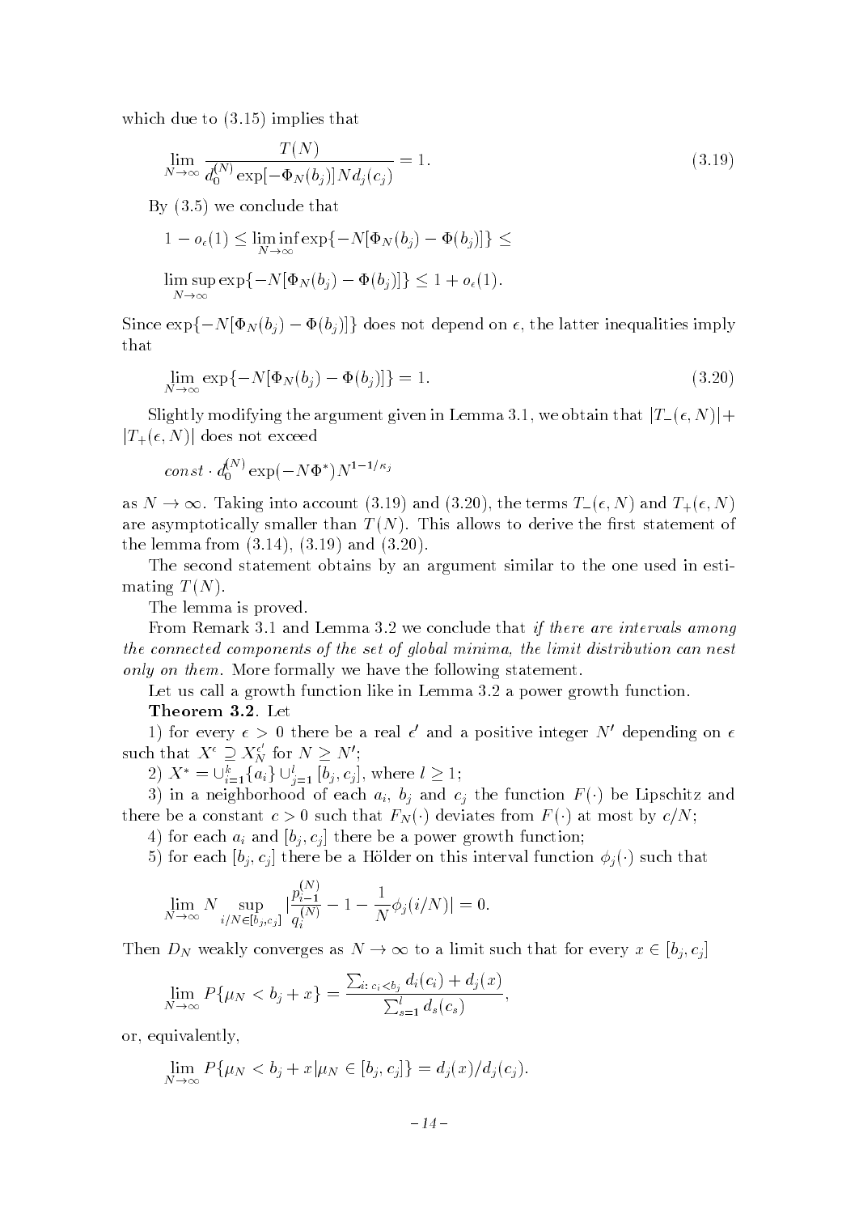which due to (3.15) implies that

$$\lim_{N\to\infty} \frac{T(N)}{d_0^{(N)} \exp[-\Phi_N(b_j)] N d_j(c_j)} = 1. \tag{3.19}$$

By (3.5) we conclude that

$$1 - o_\epsilon(1) \leq \liminf_{N\to\infty} \exp\{-N[\Phi_N(b_j) - \Phi(b_j)]\} \leq$$

$$\limsup_{N\to\infty} \exp\{-N[\Phi_N(b_j) - \Phi(b_j)]\} \leq 1 + o_\epsilon(1).$$

Since $\exp\{-N[\Phi_N(b_j) - \Phi(b_j)]\}$ does not depend on $\epsilon$, the latter inequalities imply that

$$\lim_{N\to\infty} \exp\{-N[\Phi_N(b_j) - \Phi(b_j)]\} = 1. \tag{3.20}$$

Slightly modifying the argument given in Lemma 3.1, we obtain that $|T_-(\epsilon, N)| + |T_+(\epsilon, N)|$ does not exceed

$$const \cdot d_0^{(N)} \exp(-N\Phi^*) N^{1-1/\kappa_j}$$

as $N \to \infty$. Taking into account (3.19) and (3.20), the terms $T_-(\epsilon, N)$ and $T_+(\epsilon, N)$ are asymptotically smaller than $T(N)$. This allows to derive the first statement of the lemma from (3.14), (3.19) and (3.20).

The second statement obtains by an argument similar to the one used in estimating $T(N)$.

The lemma is proved.

From Remark 3.1 and Lemma 3.2 we conclude that *if there are intervals among the connected components of the set of global minima, the limit distribution can nest only on them.* More formally we have the following statement.

Let us call a growth function like in Lemma 3.2 a power growth function.

**Theorem 3.2**. Let

1) for every $\epsilon > 0$ there be a real $\epsilon'$ and a positive integer $N'$ depending on $\epsilon$ such that $X^\epsilon \supseteq X_N^{\epsilon'}$ for $N \geq N'$;

2) $X^* = \cup_{i=1}^k \{a_i\} \cup_{j=1}^l [b_j, c_j]$, where $l \geq 1$;

3) in a neighborhood of each $a_i$, $b_j$ and $c_j$ the function $F(\cdot)$ be Lipschitz and there be a constant $c > 0$ such that $F_N(\cdot)$ deviates from $F(\cdot)$ at most by $c/N$;

4) for each $a_i$ and $[b_j, c_j]$ there be a power growth function;

5) for each $[b_j, c_j]$ there be a Hölder on this interval function $\phi_j(\cdot)$ such that

$$\lim_{N\to\infty} N \sup_{i/N \in [b_j, c_j]} \left|\frac{p_{i-1}^{(N)}}{q_i^{(N)}} - 1 - \frac{1}{N}\phi_j(i/N)\right| = 0.$$

Then $D_N$ weakly converges as $N \to \infty$ to a limit such that for every $x \in [b_j, c_j]$

$$\lim_{N\to\infty} P\{\mu_N < b_j + x\} = \frac{\sum_{i:\, c_i < b_j} d_i(c_i) + d_j(x)}{\sum_{s=1}^l d_s(c_s)},$$

or, equivalently,

$$\lim_{N\to\infty} P\{\mu_N < b_j + x | \mu_N \in [b_j, c_j]\} = d_j(x)/d_j(c_j).$$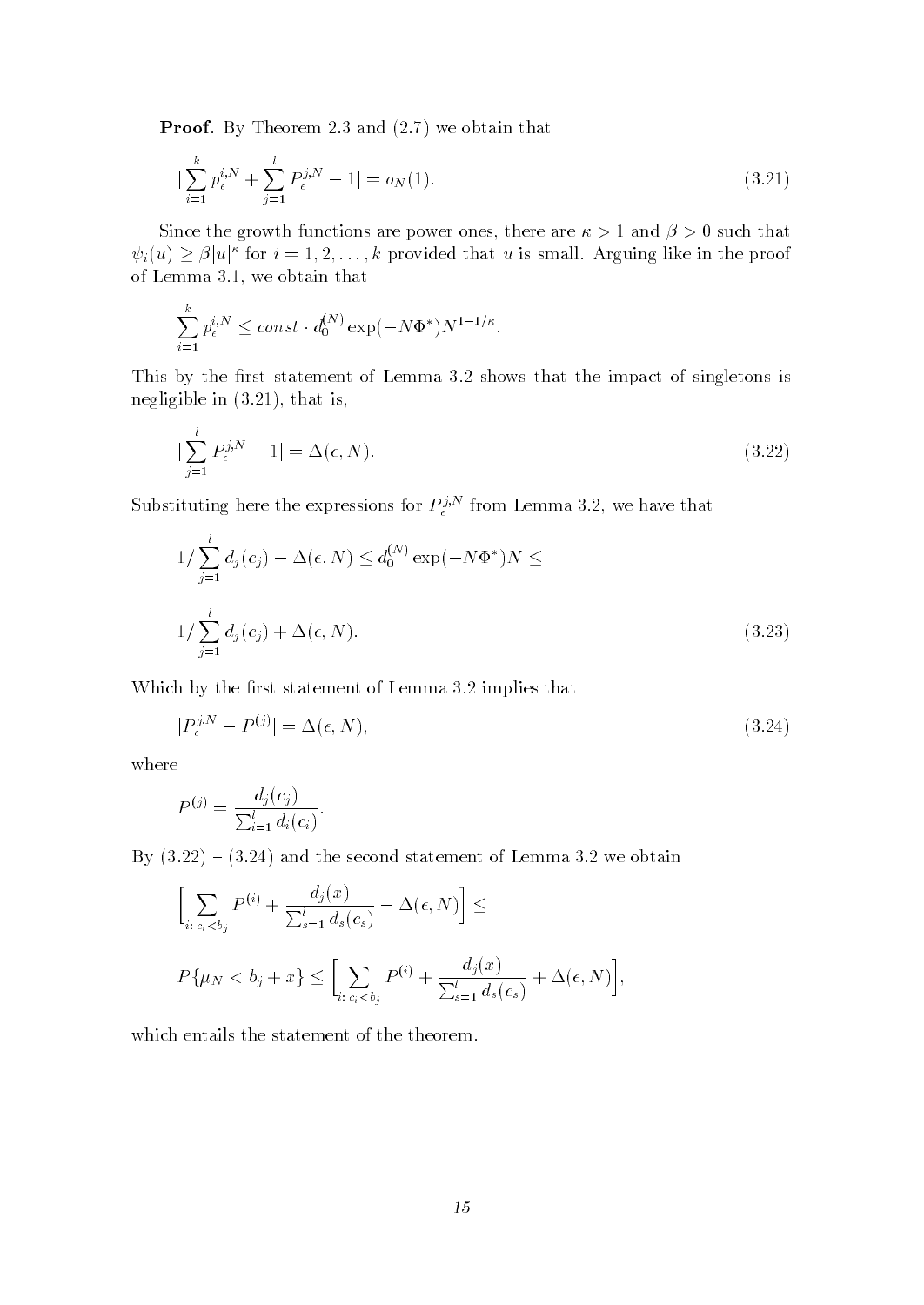**Proof**. By Theorem 2.3 and (2.7) we obtain that

$$|\sum_{i=1}^{k} p_\epsilon^{i,N} + \sum_{j=1}^{l} P_\epsilon^{j,N} - 1| = o_N(1). \tag{3.21}$$

Since the growth functions are power ones, there are $\kappa > 1$ and $\beta > 0$ such that $\psi_i(u) \geq \beta|u|^\kappa$ for $i = 1, 2, \ldots, k$ provided that $u$ is small. Arguing like in the proof of Lemma 3.1, we obtain that

$$\sum_{i=1}^{k} p_\epsilon^{i,N} \leq const \cdot d_0^{(N)} \exp(-N\Phi^*) N^{1-1/\kappa}.$$

This by the first statement of Lemma 3.2 shows that the impact of singletons is negligible in (3.21), that is,

$$|\sum_{j=1}^{l} P_\epsilon^{j,N} - 1| = \Delta(\epsilon, N). \tag{3.22}$$

Substituting here the expressions for $P_\epsilon^{j,N}$ from Lemma 3.2, we have that

$$1/\sum_{j=1}^{l} d_j(c_j) - \Delta(\epsilon, N) \leq d_0^{(N)} \exp(-N\Phi^*) N \leq$$

$$1/\sum_{j=1}^{l} d_j(c_j) + \Delta(\epsilon, N). \tag{3.23}$$

Which by the first statement of Lemma 3.2 implies that

$$|P_\epsilon^{j,N} - P^{(j)}| = \Delta(\epsilon, N), \tag{3.24}$$

where

$$P^{(j)} = \frac{d_j(c_j)}{\sum_{i=1}^{l} d_i(c_i)}.$$

By (3.22) – (3.24) and the second statement of Lemma 3.2 we obtain

$$\Big[\sum_{i:\, c_i < b_j} P^{(i)} + \frac{d_j(x)}{\sum_{s=1}^{l} d_s(c_s)} - \Delta(\epsilon, N)\Big] \leq$$

$$P\{\mu_N < b_j + x\} \leq \Big[\sum_{i:\, c_i < b_j} P^{(i)} + \frac{d_j(x)}{\sum_{s=1}^{l} d_s(c_s)} + \Delta(\epsilon, N)\Big],$$

which entails the statement of the theorem.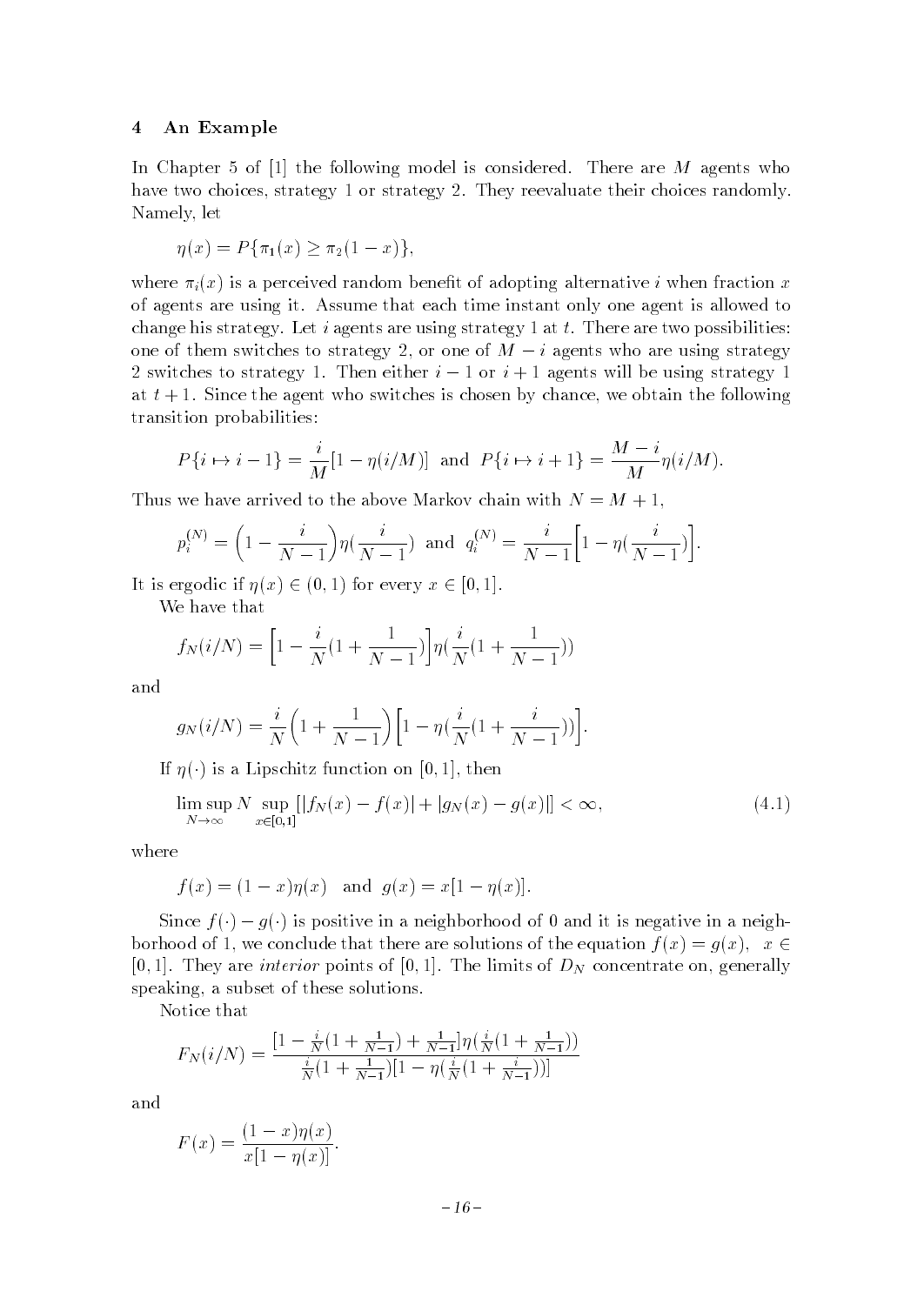## 4 An Example

In Chapter 5 of [1] the following model is considered. There are $M$ agents who have two choices, strategy 1 or strategy 2. They reevaluate their choices randomly. Namely, let

$$\eta(x) = P\{\pi_1(x) \geq \pi_2(1-x)\},$$

where $\pi_i(x)$ is a perceived random benefit of adopting alternative $i$ when fraction $x$ of agents are using it. Assume that each time instant only one agent is allowed to change his strategy. Let $i$ agents are using strategy 1 at $t$. There are two possibilities: one of them switches to strategy 2, or one of $M-i$ agents who are using strategy 2 switches to strategy 1. Then either $i-1$ or $i+1$ agents will be using strategy 1 at $t+1$. Since the agent who switches is chosen by chance, we obtain the following transition probabilities:

$$P\{i \mapsto i-1\} = \frac{i}{M}[1-\eta(i/M)] \ \text{ and } \ P\{i \mapsto i+1\} = \frac{M-i}{M}\eta(i/M).$$

Thus we have arrived to the above Markov chain with $N = M+1$,

$$p_i^{(N)} = \Big(1 - \frac{i}{N-1}\Big)\eta(\frac{i}{N-1}) \ \text{ and } \ q_i^{(N)} = \frac{i}{N-1}\Big[1 - \eta(\frac{i}{N-1})\Big].$$

It is ergodic if $\eta(x) \in (0,1)$ for every $x \in [0,1]$.

We have that

$$f_N(i/N) = \Big[1 - \frac{i}{N}(1 + \frac{1}{N-1})\Big]\eta(\frac{i}{N}(1+\frac{1}{N-1}))$$

and

$$g_N(i/N) = \frac{i}{N}\Big(1 + \frac{1}{N-1}\Big)\Big[1 - \eta(\frac{i}{N}(1+\frac{i}{N-1}))\Big].$$

If $\eta(\cdot)$ is a Lipschitz function on $[0,1]$, then

$$\limsup_{N\to\infty} N \sup_{x\in[0,1]} [|f_N(x) - f(x)| + |g_N(x) - g(x)|] < \infty, \tag{4.1}$$

where

$$f(x) = (1-x)\eta(x) \quad \text{and} \quad g(x) = x[1-\eta(x)].$$

Since $f(\cdot) - g(\cdot)$ is positive in a neighborhood of 0 and it is negative in a neighborhood of 1, we conclude that there are solutions of the equation $f(x) = g(x), \ x \in [0,1]$. They are *interior* points of $[0,1]$. The limits of $D_N$ concentrate on, generally speaking, a subset of these solutions.

Notice that

$$F_N(i/N) = \frac{[1 - \frac{i}{N}(1+\frac{1}{N-1}) + \frac{1}{N-1}]\eta(\frac{i}{N}(1+\frac{1}{N-1}))}{\frac{i}{N}(1+\frac{1}{N-1})[1-\eta(\frac{i}{N}(1+\frac{i}{N-1}))]}$$

and

$$F(x) = \frac{(1-x)\eta(x)}{x[1-\eta(x)]}.$$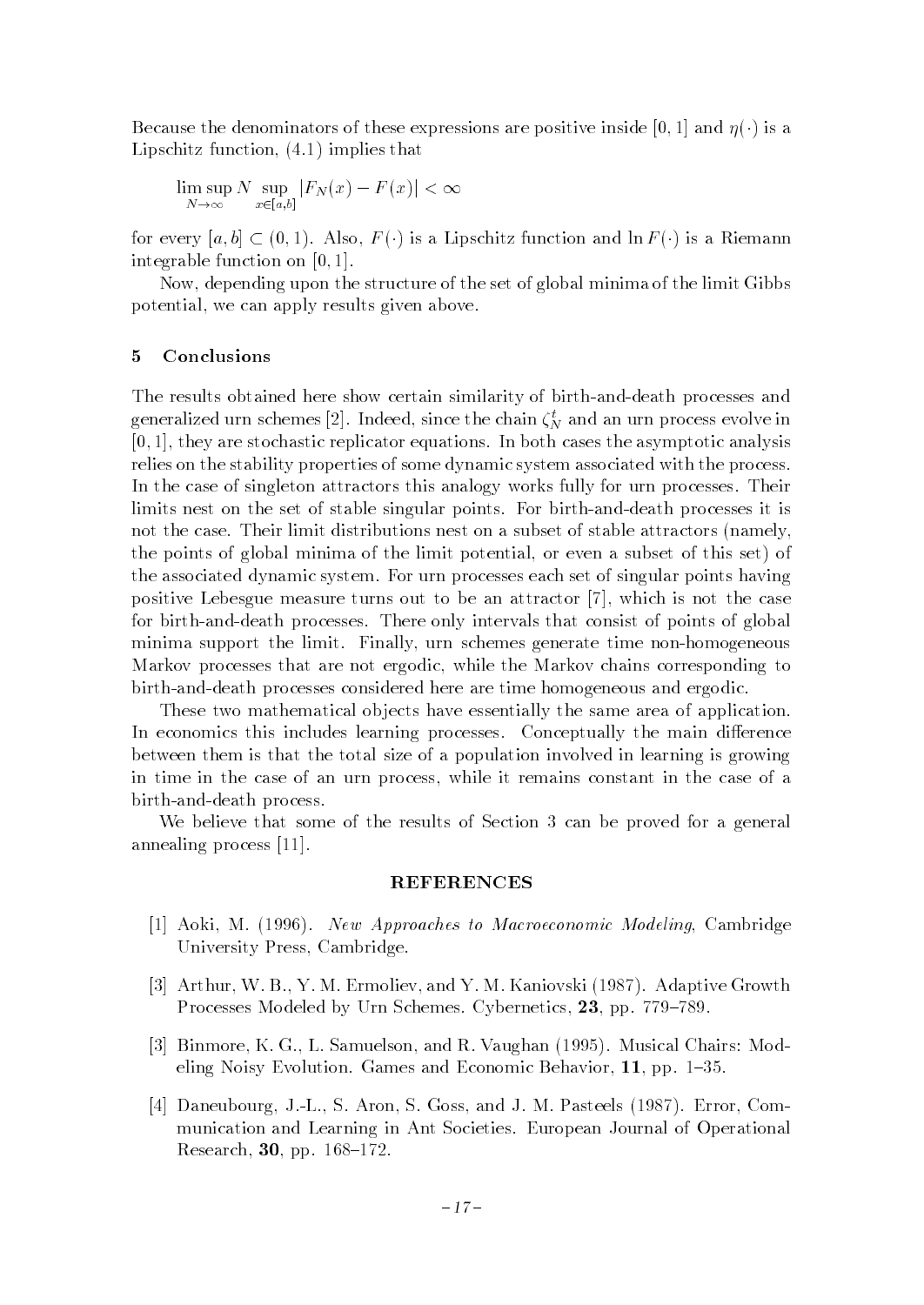Because the denominators of these expressions are positive inside $[0,1]$ and $\eta(\cdot)$ is a Lipschitz function, (4.1) implies that

$$\limsup_{N\to\infty} N \sup_{x\in[a,b]} |F_N(x) - F(x)| < \infty$$

for every $[a,b] \subset (0,1)$. Also, $F(\cdot)$ is a Lipschitz function and $\ln F(\cdot)$ is a Riemann integrable function on $[0,1]$.

Now, depending upon the structure of the set of global minima of the limit Gibbs potential, we can apply results given above.

## 5 Conclusions

The results obtained here show certain similarity of birth-and-death processes and generalized urn schemes [2]. Indeed, since the chain $\zeta_N^t$ and an urn process evolve in $[0,1]$, they are stochastic replicator equations. In both cases the asymptotic analysis relies on the stability properties of some dynamic system associated with the process. In the case of singleton attractors this analogy works fully for urn processes. Their limits nest on the set of stable singular points. For birth-and-death processes it is not the case. Their limit distributions nest on a subset of stable attractors (namely, the points of global minima of the limit potential, or even a subset of this set) of the associated dynamic system. For urn processes each set of singular points having positive Lebesgue measure turns out to be an attractor [7], which is not the case for birth-and-death processes. There only intervals that consist of points of global minima support the limit. Finally, urn schemes generate time non-homogeneous Markov processes that are not ergodic, while the Markov chains corresponding to birth-and-death processes considered here are time homogeneous and ergodic.

These two mathematical objects have essentially the same area of application. In economics this includes learning processes. Conceptually the main difference between them is that the total size of a population involved in learning is growing in time in the case of an urn process, while it remains constant in the case of a birth-and-death process.

We believe that some of the results of Section 3 can be proved for a general annealing process [11].

## REFERENCES

[1] Aoki, M. (1996). *New Approaches to Macroeconomic Modeling*, Cambridge University Press, Cambridge.

[3] Arthur, W. B., Y. M. Ermoliev, and Y. M. Kaniovski (1987). Adaptive Growth Processes Modeled by Urn Schemes. Cybernetics, **23**, pp. 779–789.

[3] Binmore, K. G., L. Samuelson, and R. Vaughan (1995). Musical Chairs: Modeling Noisy Evolution. Games and Economic Behavior, **11**, pp. 1–35.

[4] Daneubourg, J.-L., S. Aron, S. Goss, and J. M. Pasteels (1987). Error, Communication and Learning in Ant Societies. European Journal of Operational Research, **30**, pp. 168–172.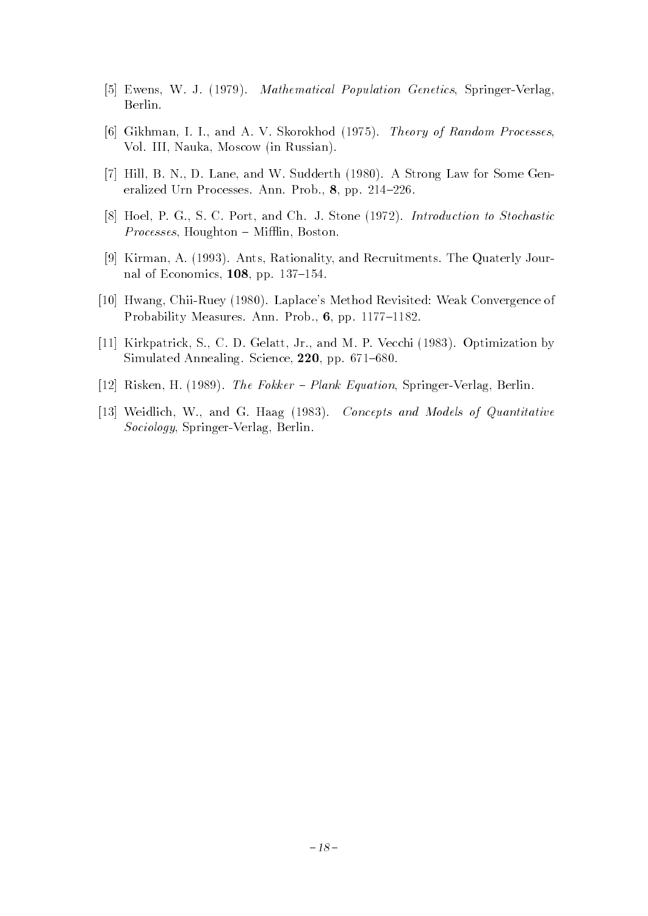[5] Ewens, W. J. (1979). *Mathematical Population Genetics*, Springer-Verlag, Berlin.

[6] Gikhman, I. I., and A. V. Skorokhod (1975). *Theory of Random Processes*, Vol. III, Nauka, Moscow (in Russian).

[7] Hill, B. N., D. Lane, and W. Sudderth (1980). A Strong Law for Some Generalized Urn Processes. Ann. Prob., **8**, pp. 214–226.

[8] Hoel, P. G., S. C. Port, and Ch. J. Stone (1972). *Introduction to Stochastic Processes*, Houghton – Mifflin, Boston.

[9] Kirman, A. (1993). Ants, Rationality, and Recruitments. The Quaterly Journal of Economics, **108**, pp. 137–154.

[10] Hwang, Chii-Ruey (1980). Laplace's Method Revisited: Weak Convergence of Probability Measures. Ann. Prob., **6**, pp. 1177–1182.

[11] Kirkpatrick, S., C. D. Gelatt, Jr., and M. P. Vecchi (1983). Optimization by Simulated Annealing. Science, **220**, pp. 671–680.

[12] Risken, H. (1989). *The Fokker – Plank Equation*, Springer-Verlag, Berlin.

[13] Weidlich, W., and G. Haag (1983). *Concepts and Models of Quantitative Sociology*, Springer-Verlag, Berlin.